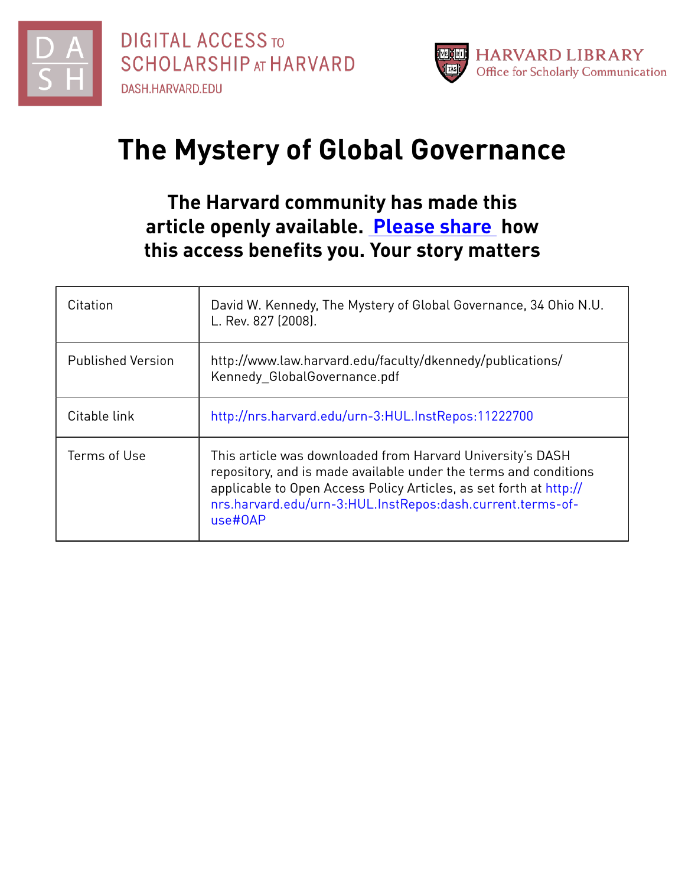DIGITAL ACCESS TO SCHOLARSHIP AT HARVARD
DASH.HARVARD.EDU

HARVARD LIBRARY
Office for Scholarly Communication

# The Mystery of Global Governance

**The Harvard community has made this article openly available. Please share how this access benefits you. Your story matters**

| | |
|---|---|
| Citation | David W. Kennedy, The Mystery of Global Governance, 34 Ohio N.U. L. Rev. 827 (2008). |
| Published Version | http://www.law.harvard.edu/faculty/dkennedy/publications/Kennedy_GlobalGovernance.pdf |
| Citable link | http://nrs.harvard.edu/urn-3:HUL.InstRepos:11222700 |
| Terms of Use | This article was downloaded from Harvard University's DASH repository, and is made available under the terms and conditions applicable to Open Access Policy Articles, as set forth at http://nrs.harvard.edu/urn-3:HUL.InstRepos:dash.current.terms-of-use#OAP |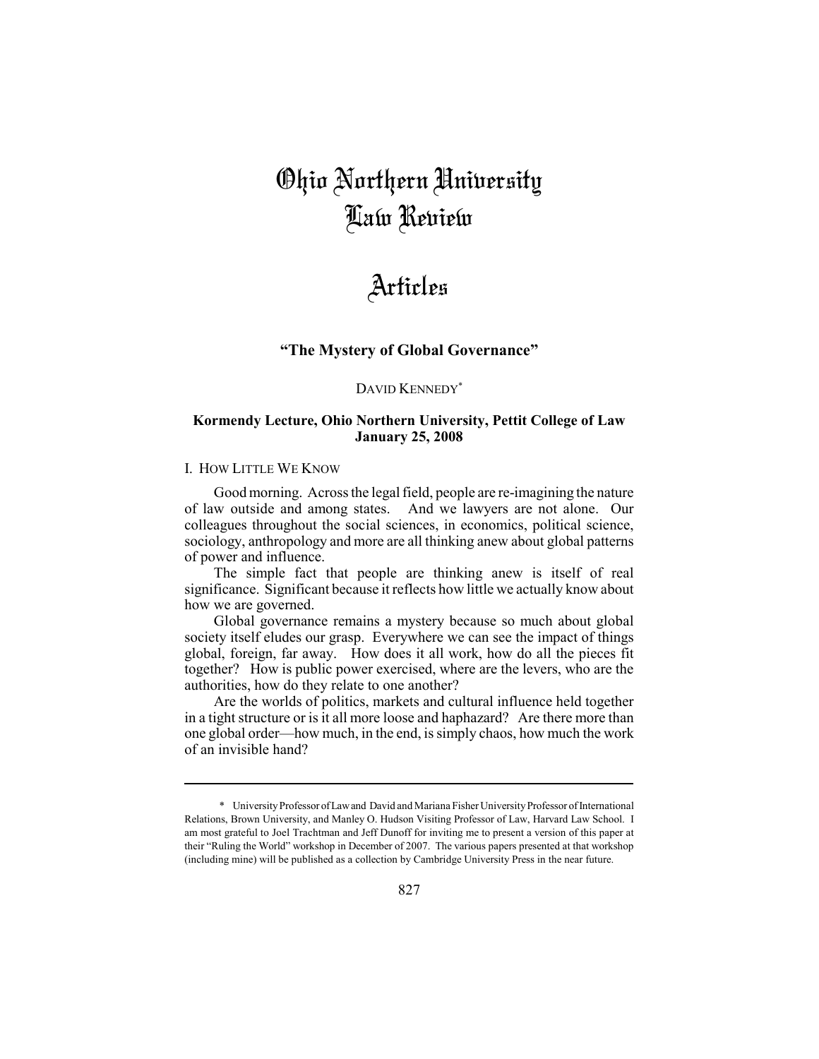# Ohio Northern University Law Review

## Articles

### "The Mystery of Global Governance"

DAVID KENNEDY*

**Kormendy Lecture, Ohio Northern University, Pettit College of Law January 25, 2008**

#### I. HOW LITTLE WE KNOW

Good morning. Across the legal field, people are re-imagining the nature of law outside and among states. And we lawyers are not alone. Our colleagues throughout the social sciences, in economics, political science, sociology, anthropology and more are all thinking anew about global patterns of power and influence.

The simple fact that people are thinking anew is itself of real significance. Significant because it reflects how little we actually know about how we are governed.

Global governance remains a mystery because so much about global society itself eludes our grasp. Everywhere we can see the impact of things global, foreign, far away. How does it all work, how do all the pieces fit together? How is public power exercised, where are the levers, who are the authorities, how do they relate to one another?

Are the worlds of politics, markets and cultural influence held together in a tight structure or is it all more loose and haphazard? Are there more than one global order—how much, in the end, is simply chaos, how much the work of an invisible hand?

---

\* University Professor of Law and David and Mariana Fisher University Professor of International Relations, Brown University, and Manley O. Hudson Visiting Professor of Law, Harvard Law School. I am most grateful to Joel Trachtman and Jeff Dunoff for inviting me to present a version of this paper at their "Ruling the World" workshop in December of 2007. The various papers presented at that workshop (including mine) will be published as a collection by Cambridge University Press in the near future.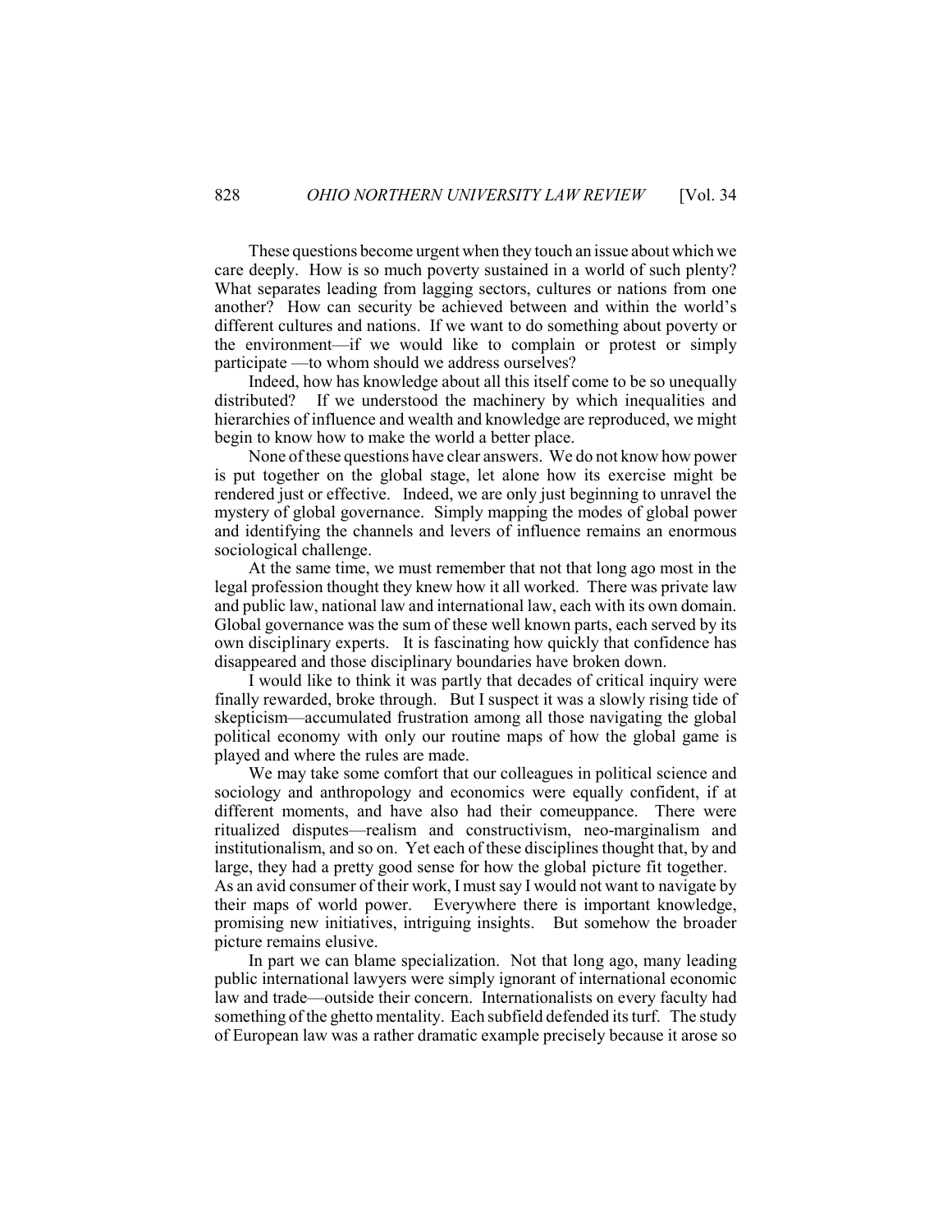These questions become urgent when they touch an issue about which we care deeply. How is so much poverty sustained in a world of such plenty? What separates leading from lagging sectors, cultures or nations from one another? How can security be achieved between and within the world's different cultures and nations. If we want to do something about poverty or the environment—if we would like to complain or protest or simply participate —to whom should we address ourselves?

Indeed, how has knowledge about all this itself come to be so unequally distributed? If we understood the machinery by which inequalities and hierarchies of influence and wealth and knowledge are reproduced, we might begin to know how to make the world a better place.

None of these questions have clear answers. We do not know how power is put together on the global stage, let alone how its exercise might be rendered just or effective. Indeed, we are only just beginning to unravel the mystery of global governance. Simply mapping the modes of global power and identifying the channels and levers of influence remains an enormous sociological challenge.

At the same time, we must remember that not that long ago most in the legal profession thought they knew how it all worked. There was private law and public law, national law and international law, each with its own domain. Global governance was the sum of these well known parts, each served by its own disciplinary experts. It is fascinating how quickly that confidence has disappeared and those disciplinary boundaries have broken down.

I would like to think it was partly that decades of critical inquiry were finally rewarded, broke through. But I suspect it was a slowly rising tide of skepticism—accumulated frustration among all those navigating the global political economy with only our routine maps of how the global game is played and where the rules are made.

We may take some comfort that our colleagues in political science and sociology and anthropology and economics were equally confident, if at different moments, and have also had their comeuppance. There were ritualized disputes—realism and constructivism, neo-marginalism and institutionalism, and so on. Yet each of these disciplines thought that, by and large, they had a pretty good sense for how the global picture fit together. As an avid consumer of their work, I must say I would not want to navigate by their maps of world power. Everywhere there is important knowledge, promising new initiatives, intriguing insights. But somehow the broader picture remains elusive.

In part we can blame specialization. Not that long ago, many leading public international lawyers were simply ignorant of international economic law and trade—outside their concern. Internationalists on every faculty had something of the ghetto mentality. Each subfield defended its turf. The study of European law was a rather dramatic example precisely because it arose so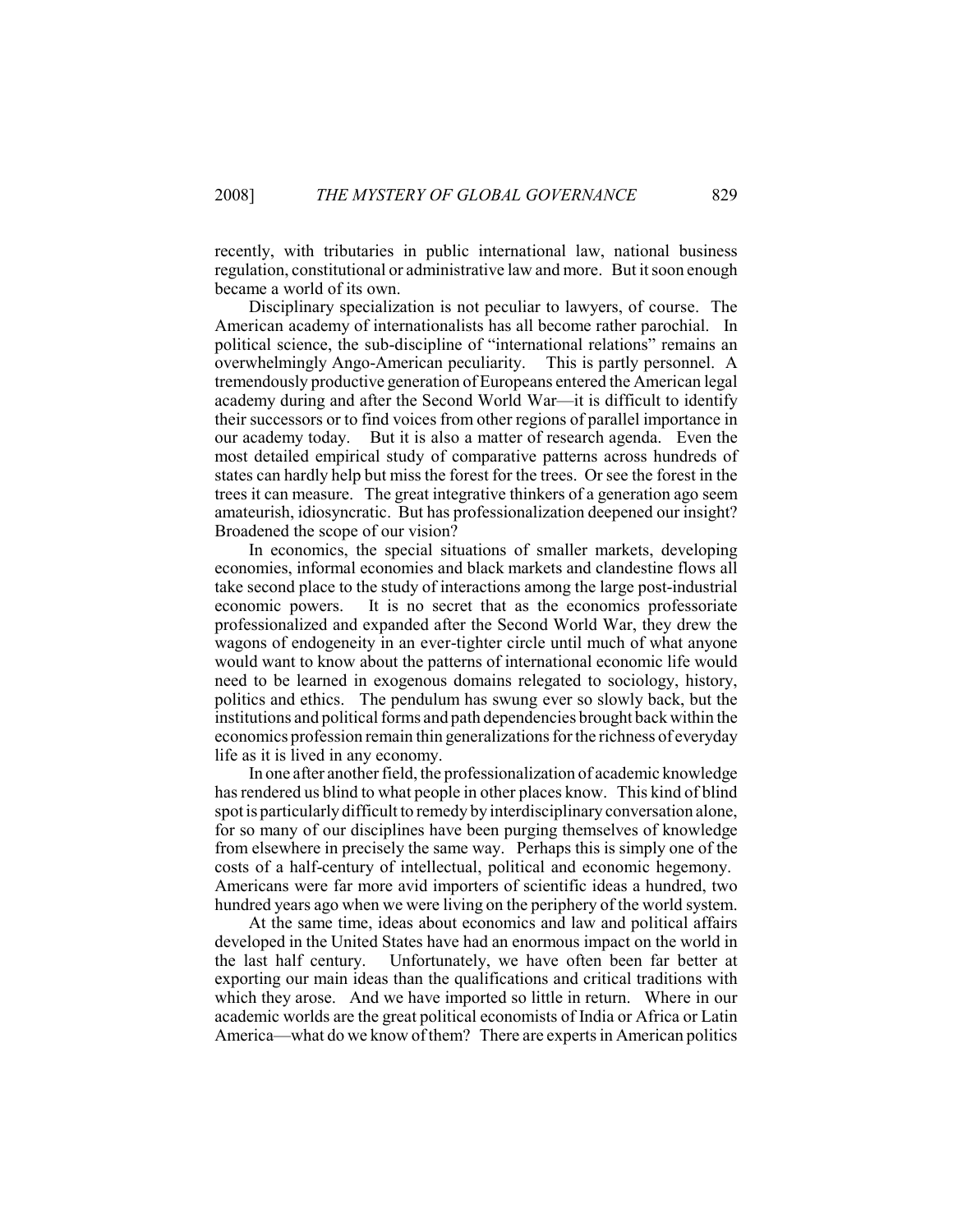recently, with tributaries in public international law, national business regulation, constitutional or administrative law and more. But it soon enough became a world of its own.

Disciplinary specialization is not peculiar to lawyers, of course. The American academy of internationalists has all become rather parochial. In political science, the sub-discipline of "international relations" remains an overwhelmingly Ango-American peculiarity. This is partly personnel. A tremendously productive generation of Europeans entered the American legal academy during and after the Second World War—it is difficult to identify their successors or to find voices from other regions of parallel importance in our academy today. But it is also a matter of research agenda. Even the most detailed empirical study of comparative patterns across hundreds of states can hardly help but miss the forest for the trees. Or see the forest in the trees it can measure. The great integrative thinkers of a generation ago seem amateurish, idiosyncratic. But has professionalization deepened our insight? Broadened the scope of our vision?

In economics, the special situations of smaller markets, developing economies, informal economies and black markets and clandestine flows all take second place to the study of interactions among the large post-industrial economic powers. It is no secret that as the economics professoriate professionalized and expanded after the Second World War, they drew the wagons of endogeneity in an ever-tighter circle until much of what anyone would want to know about the patterns of international economic life would need to be learned in exogenous domains relegated to sociology, history, politics and ethics. The pendulum has swung ever so slowly back, but the institutions and political forms and path dependencies brought back within the economics profession remain thin generalizations for the richness of everyday life as it is lived in any economy.

In one after another field, the professionalization of academic knowledge has rendered us blind to what people in other places know. This kind of blind spot is particularly difficult to remedy by interdisciplinary conversation alone, for so many of our disciplines have been purging themselves of knowledge from elsewhere in precisely the same way. Perhaps this is simply one of the costs of a half-century of intellectual, political and economic hegemony. Americans were far more avid importers of scientific ideas a hundred, two hundred years ago when we were living on the periphery of the world system.

At the same time, ideas about economics and law and political affairs developed in the United States have had an enormous impact on the world in the last half century. Unfortunately, we have often been far better at exporting our main ideas than the qualifications and critical traditions with which they arose. And we have imported so little in return. Where in our academic worlds are the great political economists of India or Africa or Latin America—what do we know of them? There are experts in American politics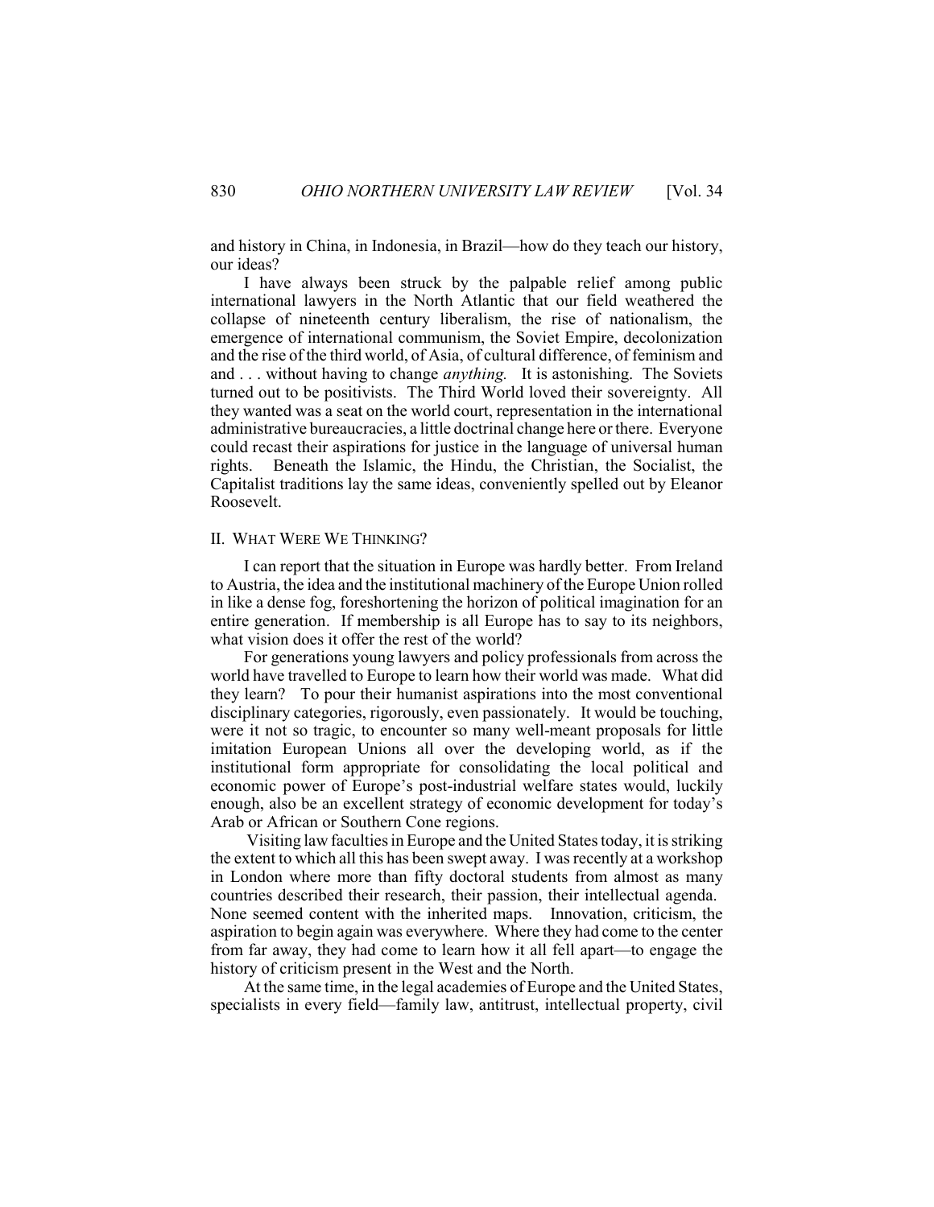and history in China, in Indonesia, in Brazil—how do they teach our history, our ideas?

I have always been struck by the palpable relief among public international lawyers in the North Atlantic that our field weathered the collapse of nineteenth century liberalism, the rise of nationalism, the emergence of international communism, the Soviet Empire, decolonization and the rise of the third world, of Asia, of cultural difference, of feminism and and . . . without having to change *anything.* It is astonishing. The Soviets turned out to be positivists. The Third World loved their sovereignty. All they wanted was a seat on the world court, representation in the international administrative bureaucracies, a little doctrinal change here or there. Everyone could recast their aspirations for justice in the language of universal human rights. Beneath the Islamic, the Hindu, the Christian, the Socialist, the Capitalist traditions lay the same ideas, conveniently spelled out by Eleanor Roosevelt.

## II. WHAT WERE WE THINKING?

I can report that the situation in Europe was hardly better. From Ireland to Austria, the idea and the institutional machinery of the Europe Union rolled in like a dense fog, foreshortening the horizon of political imagination for an entire generation. If membership is all Europe has to say to its neighbors, what vision does it offer the rest of the world?

For generations young lawyers and policy professionals from across the world have travelled to Europe to learn how their world was made. What did they learn? To pour their humanist aspirations into the most conventional disciplinary categories, rigorously, even passionately. It would be touching, were it not so tragic, to encounter so many well-meant proposals for little imitation European Unions all over the developing world, as if the institutional form appropriate for consolidating the local political and economic power of Europe's post-industrial welfare states would, luckily enough, also be an excellent strategy of economic development for today's Arab or African or Southern Cone regions.

Visiting law faculties in Europe and the United States today, it is striking the extent to which all this has been swept away. I was recently at a workshop in London where more than fifty doctoral students from almost as many countries described their research, their passion, their intellectual agenda. None seemed content with the inherited maps. Innovation, criticism, the aspiration to begin again was everywhere. Where they had come to the center from far away, they had come to learn how it all fell apart—to engage the history of criticism present in the West and the North.

At the same time, in the legal academies of Europe and the United States, specialists in every field—family law, antitrust, intellectual property, civil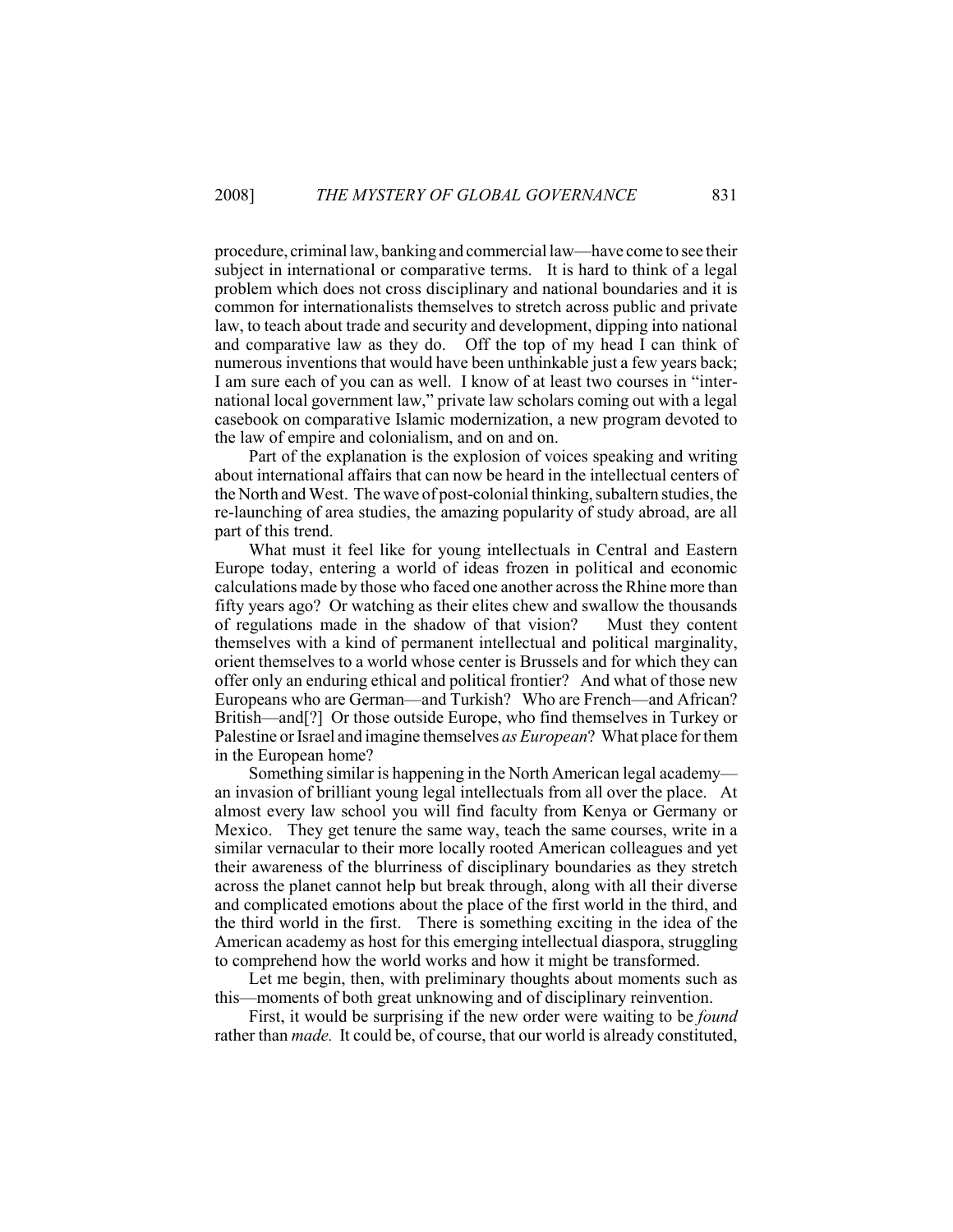procedure, criminal law, banking and commercial law—have come to see their subject in international or comparative terms. It is hard to think of a legal problem which does not cross disciplinary and national boundaries and it is common for internationalists themselves to stretch across public and private law, to teach about trade and security and development, dipping into national and comparative law as they do. Off the top of my head I can think of numerous inventions that would have been unthinkable just a few years back; I am sure each of you can as well. I know of at least two courses in "international local government law," private law scholars coming out with a legal casebook on comparative Islamic modernization, a new program devoted to the law of empire and colonialism, and on and on.

Part of the explanation is the explosion of voices speaking and writing about international affairs that can now be heard in the intellectual centers of the North and West. The wave of post-colonial thinking, subaltern studies, the re-launching of area studies, the amazing popularity of study abroad, are all part of this trend.

What must it feel like for young intellectuals in Central and Eastern Europe today, entering a world of ideas frozen in political and economic calculations made by those who faced one another across the Rhine more than fifty years ago? Or watching as their elites chew and swallow the thousands of regulations made in the shadow of that vision? Must they content themselves with a kind of permanent intellectual and political marginality, orient themselves to a world whose center is Brussels and for which they can offer only an enduring ethical and political frontier? And what of those new Europeans who are German—and Turkish? Who are French—and African? British—and[?] Or those outside Europe, who find themselves in Turkey or Palestine or Israel and imagine themselves *as European*? What place for them in the European home?

Something similar is happening in the North American legal academy—an invasion of brilliant young legal intellectuals from all over the place. At almost every law school you will find faculty from Kenya or Germany or Mexico. They get tenure the same way, teach the same courses, write in a similar vernacular to their more locally rooted American colleagues and yet their awareness of the blurriness of disciplinary boundaries as they stretch across the planet cannot help but break through, along with all their diverse and complicated emotions about the place of the first world in the third, and the third world in the first. There is something exciting in the idea of the American academy as host for this emerging intellectual diaspora, struggling to comprehend how the world works and how it might be transformed.

Let me begin, then, with preliminary thoughts about moments such as this—moments of both great unknowing and of disciplinary reinvention.

First, it would be surprising if the new order were waiting to be *found* rather than *made.* It could be, of course, that our world is already constituted,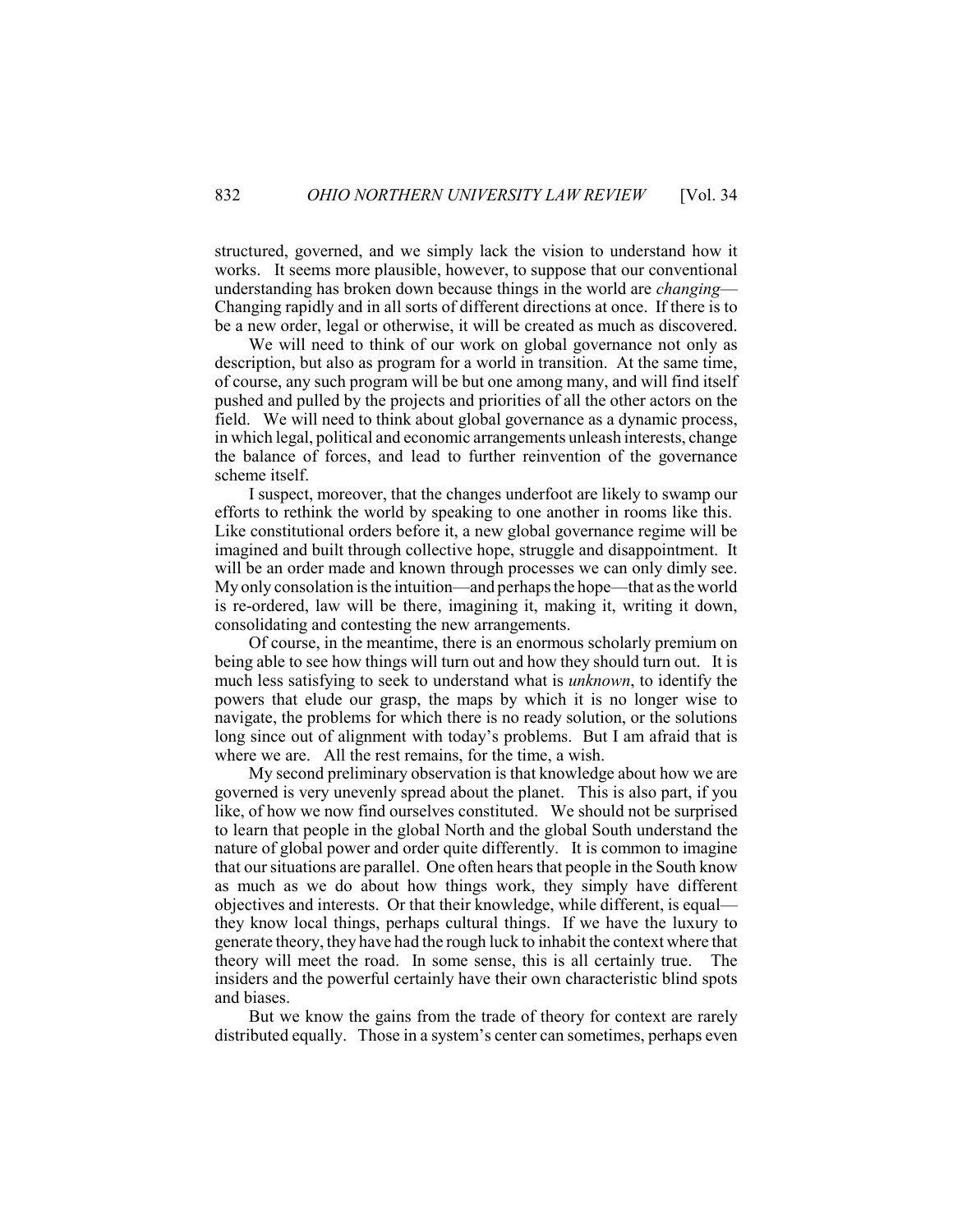structured, governed, and we simply lack the vision to understand how it works. It seems more plausible, however, to suppose that our conventional understanding has broken down because things in the world are *changing*—Changing rapidly and in all sorts of different directions at once. If there is to be a new order, legal or otherwise, it will be created as much as discovered.

We will need to think of our work on global governance not only as description, but also as program for a world in transition. At the same time, of course, any such program will be but one among many, and will find itself pushed and pulled by the projects and priorities of all the other actors on the field. We will need to think about global governance as a dynamic process, in which legal, political and economic arrangements unleash interests, change the balance of forces, and lead to further reinvention of the governance scheme itself.

I suspect, moreover, that the changes underfoot are likely to swamp our efforts to rethink the world by speaking to one another in rooms like this. Like constitutional orders before it, a new global governance regime will be imagined and built through collective hope, struggle and disappointment. It will be an order made and known through processes we can only dimly see. My only consolation is the intuition—and perhaps the hope—that as the world is re-ordered, law will be there, imagining it, making it, writing it down, consolidating and contesting the new arrangements.

Of course, in the meantime, there is an enormous scholarly premium on being able to see how things will turn out and how they should turn out. It is much less satisfying to seek to understand what is *unknown*, to identify the powers that elude our grasp, the maps by which it is no longer wise to navigate, the problems for which there is no ready solution, or the solutions long since out of alignment with today's problems. But I am afraid that is where we are. All the rest remains, for the time, a wish.

My second preliminary observation is that knowledge about how we are governed is very unevenly spread about the planet. This is also part, if you like, of how we now find ourselves constituted. We should not be surprised to learn that people in the global North and the global South understand the nature of global power and order quite differently. It is common to imagine that our situations are parallel. One often hears that people in the South know as much as we do about how things work, they simply have different objectives and interests. Or that their knowledge, while different, is equal—they know local things, perhaps cultural things. If we have the luxury to generate theory, they have had the rough luck to inhabit the context where that theory will meet the road. In some sense, this is all certainly true. The insiders and the powerful certainly have their own characteristic blind spots and biases.

But we know the gains from the trade of theory for context are rarely distributed equally. Those in a system's center can sometimes, perhaps even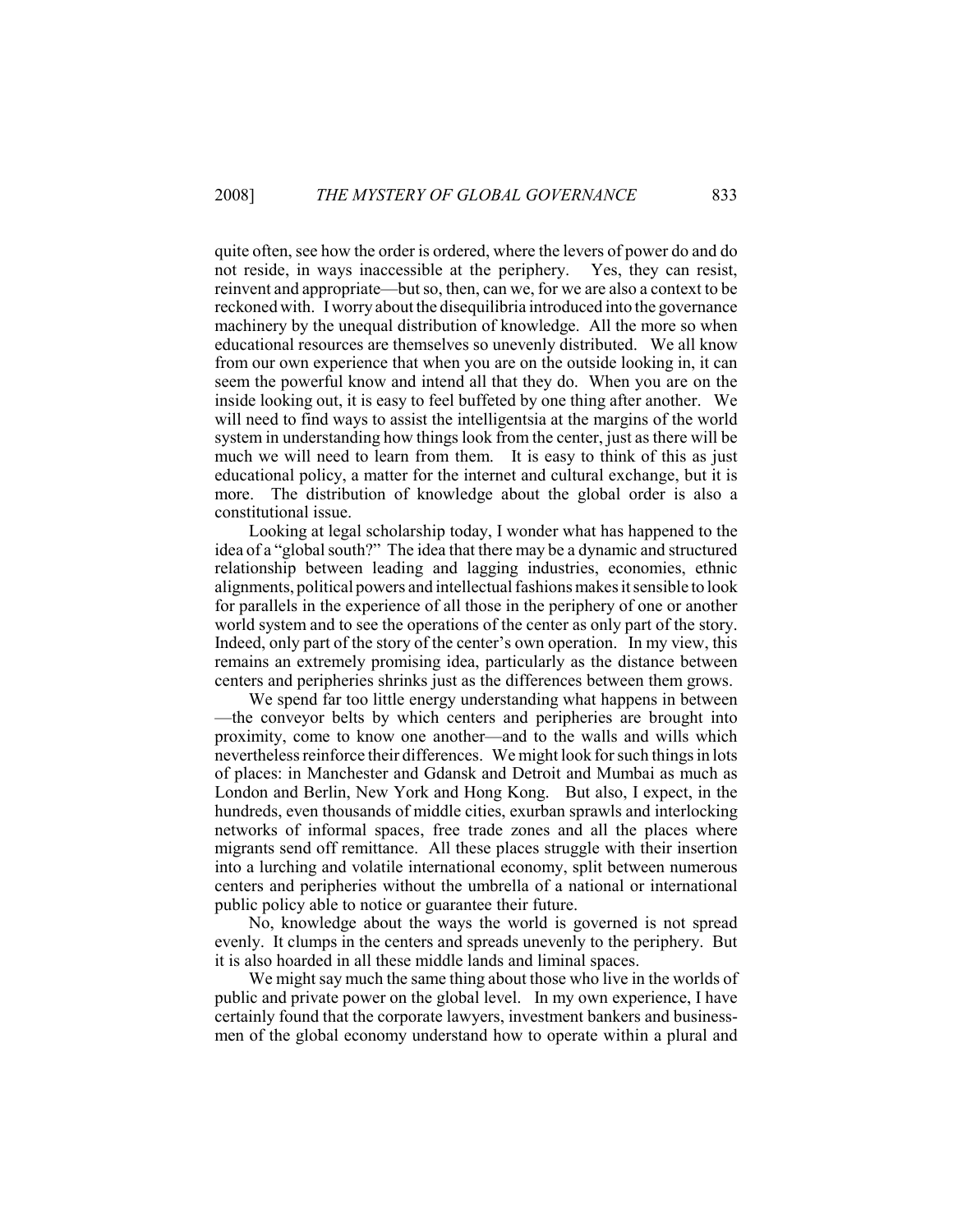quite often, see how the order is ordered, where the levers of power do and do not reside, in ways inaccessible at the periphery. Yes, they can resist, reinvent and appropriate—but so, then, can we, for we are also a context to be reckoned with. I worry about the disequilibria introduced into the governance machinery by the unequal distribution of knowledge. All the more so when educational resources are themselves so unevenly distributed. We all know from our own experience that when you are on the outside looking in, it can seem the powerful know and intend all that they do. When you are on the inside looking out, it is easy to feel buffeted by one thing after another. We will need to find ways to assist the intelligentsia at the margins of the world system in understanding how things look from the center, just as there will be much we will need to learn from them. It is easy to think of this as just educational policy, a matter for the internet and cultural exchange, but it is more. The distribution of knowledge about the global order is also a constitutional issue.

Looking at legal scholarship today, I wonder what has happened to the idea of a "global south?" The idea that there may be a dynamic and structured relationship between leading and lagging industries, economies, ethnic alignments, political powers and intellectual fashions makes it sensible to look for parallels in the experience of all those in the periphery of one or another world system and to see the operations of the center as only part of the story. Indeed, only part of the story of the center's own operation. In my view, this remains an extremely promising idea, particularly as the distance between centers and peripheries shrinks just as the differences between them grows.

We spend far too little energy understanding what happens in between —the conveyor belts by which centers and peripheries are brought into proximity, come to know one another—and to the walls and wills which nevertheless reinforce their differences. We might look for such things in lots of places: in Manchester and Gdansk and Detroit and Mumbai as much as London and Berlin, New York and Hong Kong. But also, I expect, in the hundreds, even thousands of middle cities, exurban sprawls and interlocking networks of informal spaces, free trade zones and all the places where migrants send off remittance. All these places struggle with their insertion into a lurching and volatile international economy, split between numerous centers and peripheries without the umbrella of a national or international public policy able to notice or guarantee their future.

No, knowledge about the ways the world is governed is not spread evenly. It clumps in the centers and spreads unevenly to the periphery. But it is also hoarded in all these middle lands and liminal spaces.

We might say much the same thing about those who live in the worlds of public and private power on the global level. In my own experience, I have certainly found that the corporate lawyers, investment bankers and businessmen of the global economy understand how to operate within a plural and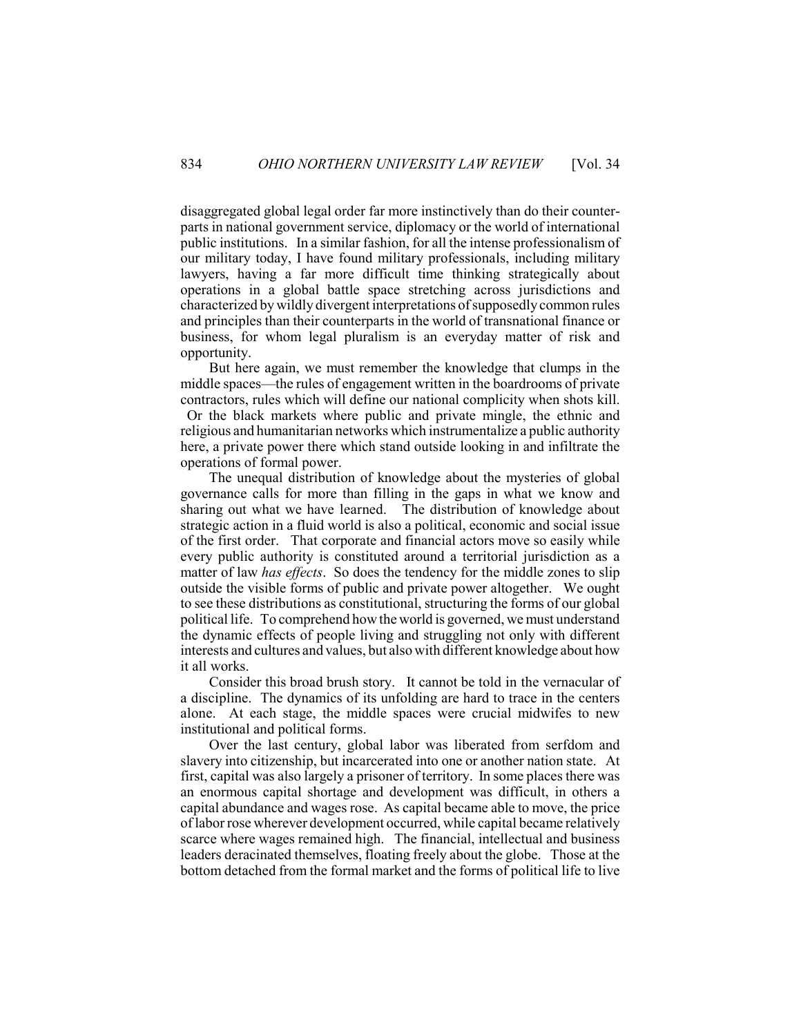disaggregated global legal order far more instinctively than do their counterparts in national government service, diplomacy or the world of international public institutions. In a similar fashion, for all the intense professionalism of our military today, I have found military professionals, including military lawyers, having a far more difficult time thinking strategically about operations in a global battle space stretching across jurisdictions and characterized by wildly divergent interpretations of supposedly common rules and principles than their counterparts in the world of transnational finance or business, for whom legal pluralism is an everyday matter of risk and opportunity.

But here again, we must remember the knowledge that clumps in the middle spaces—the rules of engagement written in the boardrooms of private contractors, rules which will define our national complicity when shots kill. Or the black markets where public and private mingle, the ethnic and religious and humanitarian networks which instrumentalize a public authority here, a private power there which stand outside looking in and infiltrate the operations of formal power.

The unequal distribution of knowledge about the mysteries of global governance calls for more than filling in the gaps in what we know and sharing out what we have learned. The distribution of knowledge about strategic action in a fluid world is also a political, economic and social issue of the first order. That corporate and financial actors move so easily while every public authority is constituted around a territorial jurisdiction as a matter of law *has effects*. So does the tendency for the middle zones to slip outside the visible forms of public and private power altogether. We ought to see these distributions as constitutional, structuring the forms of our global political life. To comprehend how the world is governed, we must understand the dynamic effects of people living and struggling not only with different interests and cultures and values, but also with different knowledge about how it all works.

Consider this broad brush story. It cannot be told in the vernacular of a discipline. The dynamics of its unfolding are hard to trace in the centers alone. At each stage, the middle spaces were crucial midwifes to new institutional and political forms.

Over the last century, global labor was liberated from serfdom and slavery into citizenship, but incarcerated into one or another nation state. At first, capital was also largely a prisoner of territory. In some places there was an enormous capital shortage and development was difficult, in others a capital abundance and wages rose. As capital became able to move, the price of labor rose wherever development occurred, while capital became relatively scarce where wages remained high. The financial, intellectual and business leaders deracinated themselves, floating freely about the globe. Those at the bottom detached from the formal market and the forms of political life to live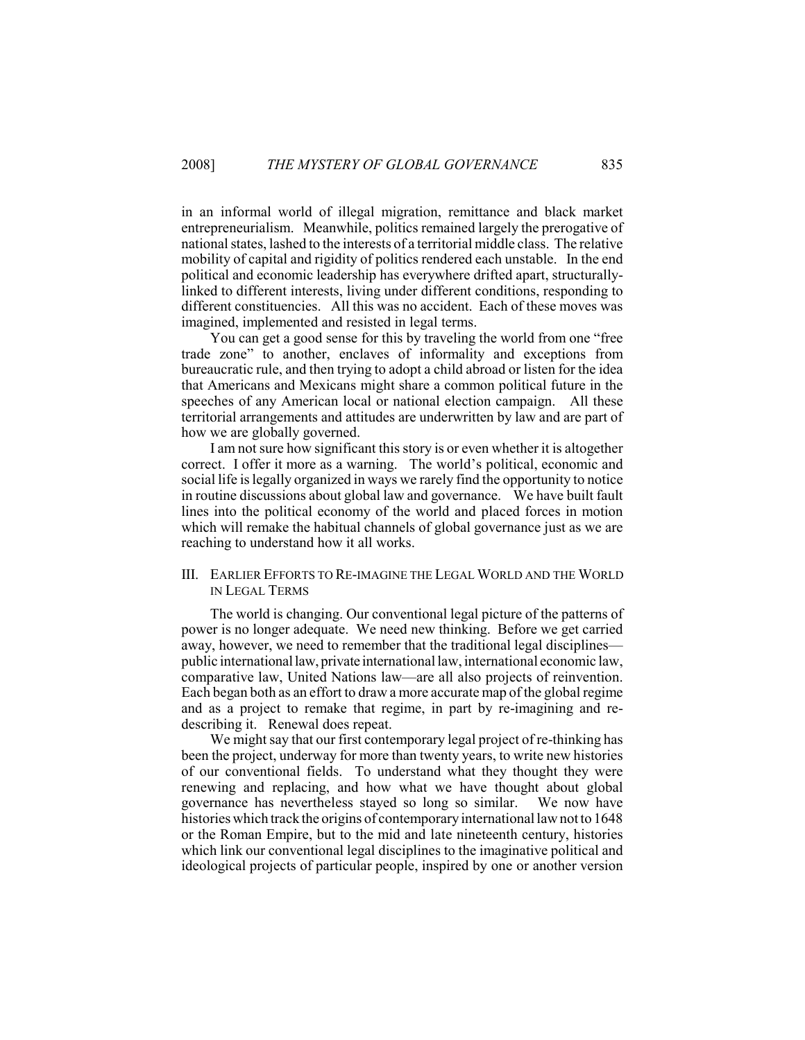in an informal world of illegal migration, remittance and black market entrepreneurialism. Meanwhile, politics remained largely the prerogative of national states, lashed to the interests of a territorial middle class. The relative mobility of capital and rigidity of politics rendered each unstable. In the end political and economic leadership has everywhere drifted apart, structurally-linked to different interests, living under different conditions, responding to different constituencies. All this was no accident. Each of these moves was imagined, implemented and resisted in legal terms.

You can get a good sense for this by traveling the world from one "free trade zone" to another, enclaves of informality and exceptions from bureaucratic rule, and then trying to adopt a child abroad or listen for the idea that Americans and Mexicans might share a common political future in the speeches of any American local or national election campaign. All these territorial arrangements and attitudes are underwritten by law and are part of how we are globally governed.

I am not sure how significant this story is or even whether it is altogether correct. I offer it more as a warning. The world's political, economic and social life is legally organized in ways we rarely find the opportunity to notice in routine discussions about global law and governance. We have built fault lines into the political economy of the world and placed forces in motion which will remake the habitual channels of global governance just as we are reaching to understand how it all works.

## III. Earlier Efforts to Re-imagine the Legal World and the World in Legal Terms

The world is changing. Our conventional legal picture of the patterns of power is no longer adequate. We need new thinking. Before we get carried away, however, we need to remember that the traditional legal disciplines—public international law, private international law, international economic law, comparative law, United Nations law—are all also projects of reinvention. Each began both as an effort to draw a more accurate map of the global regime and as a project to remake that regime, in part by re-imagining and re-describing it. Renewal does repeat.

We might say that our first contemporary legal project of re-thinking has been the project, underway for more than twenty years, to write new histories of our conventional fields. To understand what they thought they were renewing and replacing, and how what we have thought about global governance has nevertheless stayed so long so similar. We now have histories which track the origins of contemporary international law not to 1648 or the Roman Empire, but to the mid and late nineteenth century, histories which link our conventional legal disciplines to the imaginative political and ideological projects of particular people, inspired by one or another version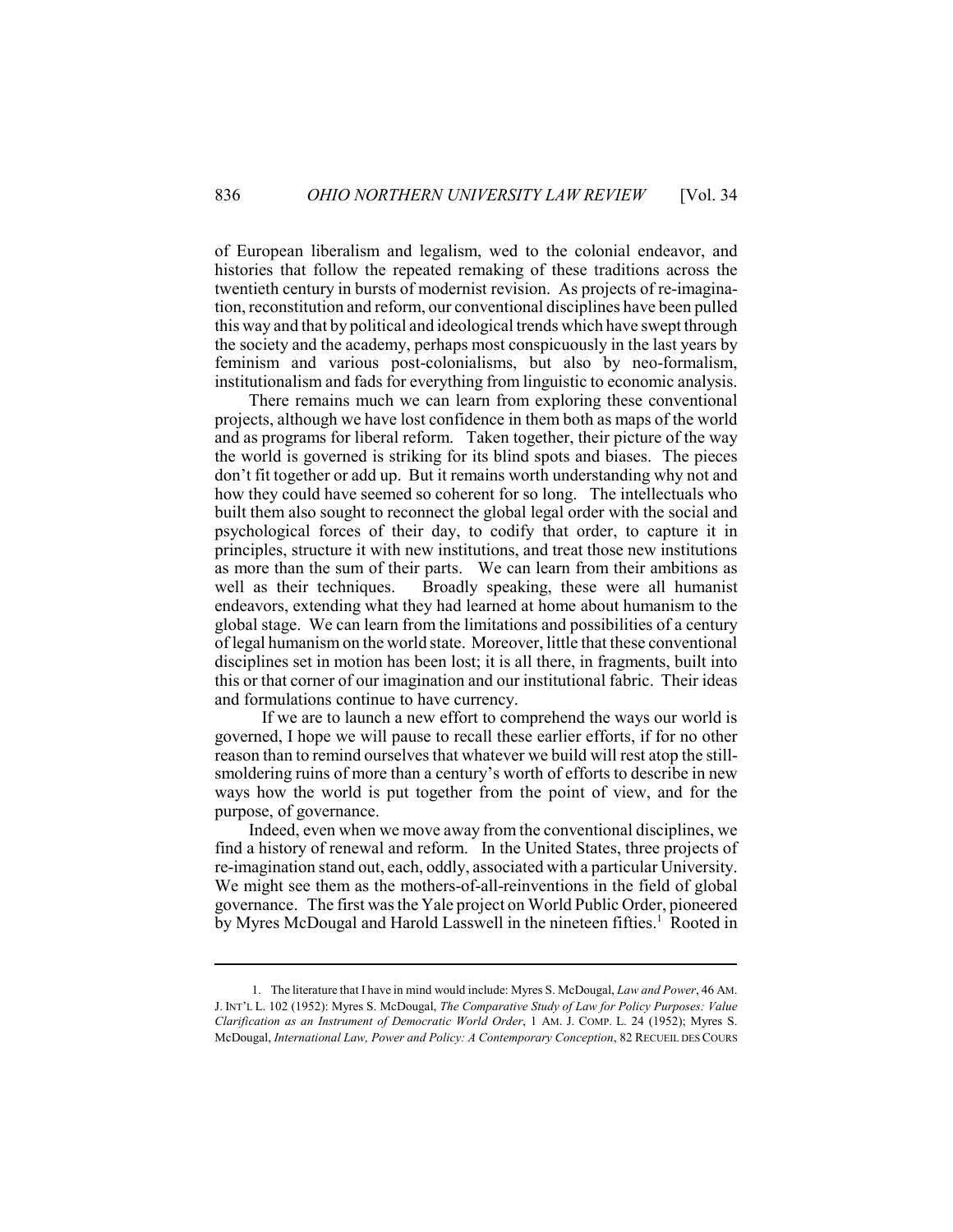of European liberalism and legalism, wed to the colonial endeavor, and histories that follow the repeated remaking of these traditions across the twentieth century in bursts of modernist revision. As projects of re-imagination, reconstitution and reform, our conventional disciplines have been pulled this way and that by political and ideological trends which have swept through the society and the academy, perhaps most conspicuously in the last years by feminism and various post-colonialisms, but also by neo-formalism, institutionalism and fads for everything from linguistic to economic analysis.

There remains much we can learn from exploring these conventional projects, although we have lost confidence in them both as maps of the world and as programs for liberal reform. Taken together, their picture of the way the world is governed is striking for its blind spots and biases. The pieces don't fit together or add up. But it remains worth understanding why not and how they could have seemed so coherent for so long. The intellectuals who built them also sought to reconnect the global legal order with the social and psychological forces of their day, to codify that order, to capture it in principles, structure it with new institutions, and treat those new institutions as more than the sum of their parts. We can learn from their ambitions as well as their techniques. Broadly speaking, these were all humanist endeavors, extending what they had learned at home about humanism to the global stage. We can learn from the limitations and possibilities of a century of legal humanism on the world state. Moreover, little that these conventional disciplines set in motion has been lost; it is all there, in fragments, built into this or that corner of our imagination and our institutional fabric. Their ideas and formulations continue to have currency.

If we are to launch a new effort to comprehend the ways our world is governed, I hope we will pause to recall these earlier efforts, if for no other reason than to remind ourselves that whatever we build will rest atop the still-smoldering ruins of more than a century's worth of efforts to describe in new ways how the world is put together from the point of view, and for the purpose, of governance.

Indeed, even when we move away from the conventional disciplines, we find a history of renewal and reform. In the United States, three projects of re-imagination stand out, each, oddly, associated with a particular University. We might see them as the mothers-of-all-reinventions in the field of global governance. The first was the Yale project on World Public Order, pioneered by Myres McDougal and Harold Lasswell in the nineteen fifties.[1] Rooted in

---

1. The literature that I have in mind would include: Myres S. McDougal, *Law and Power*, 46 AM. J. INT'L L. 102 (1952): Myres S. McDougal, *The Comparative Study of Law for Policy Purposes: Value Clarification as an Instrument of Democratic World Order*, 1 AM. J. COMP. L. 24 (1952); Myres S. McDougal, *International Law, Power and Policy: A Contemporary Conception*, 82 RECUEIL DES COURS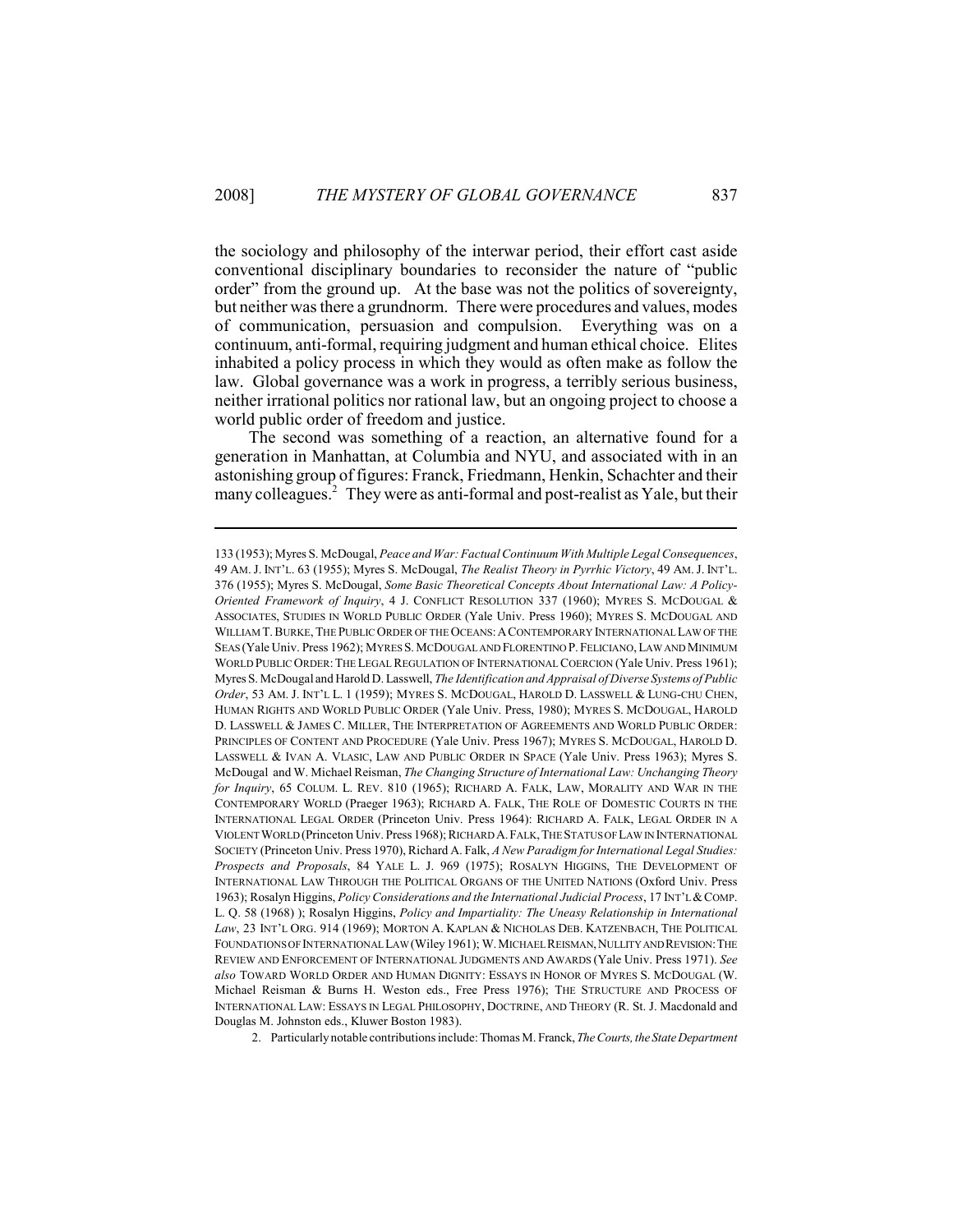the sociology and philosophy of the interwar period, their effort cast aside conventional disciplinary boundaries to reconsider the nature of "public order" from the ground up. At the base was not the politics of sovereignty, but neither was there a grundnorm. There were procedures and values, modes of communication, persuasion and compulsion. Everything was on a continuum, anti-formal, requiring judgment and human ethical choice. Elites inhabited a policy process in which they would as often make as follow the law. Global governance was a work in progress, a terribly serious business, neither irrational politics nor rational law, but an ongoing project to choose a world public order of freedom and justice.

The second was something of a reaction, an alternative found for a generation in Manhattan, at Columbia and NYU, and associated with in an astonishing group of figures: Franck, Friedmann, Henkin, Schachter and their many colleagues.[2] They were as anti-formal and post-realist as Yale, but their

---

133 (1953); Myres S. McDougal, *Peace and War: Factual Continuum With Multiple Legal Consequences*, 49 AM. J. INT'L. 63 (1955); Myres S. McDougal, *The Realist Theory in Pyrrhic Victory*, 49 AM. J. INT'L. 376 (1955); Myres S. McDougal, *Some Basic Theoretical Concepts About International Law: A Policy-Oriented Framework of Inquiry*, 4 J. CONFLICT RESOLUTION 337 (1960); MYRES S. MCDOUGAL & ASSOCIATES, STUDIES IN WORLD PUBLIC ORDER (Yale Univ. Press 1960); MYRES S. MCDOUGAL AND WILLIAM T. BURKE, THE PUBLIC ORDER OF THE OCEANS: A CONTEMPORARY INTERNATIONAL LAW OF THE SEAS (Yale Univ. Press 1962); MYRES S. MCDOUGAL AND FLORENTINO P. FELICIANO, LAW AND MINIMUM WORLD PUBLIC ORDER: THE LEGAL REGULATION OF INTERNATIONAL COERCION (Yale Univ. Press 1961); Myres S. McDougal and Harold D. Lasswell, *The Identification and Appraisal of Diverse Systems of Public Order*, 53 AM. J. INT'L L. 1 (1959); MYRES S. MCDOUGAL, HAROLD D. LASSWELL & LUNG-CHU CHEN, HUMAN RIGHTS AND WORLD PUBLIC ORDER (Yale Univ. Press, 1980); MYRES S. MCDOUGAL, HAROLD D. LASSWELL & JAMES C. MILLER, THE INTERPRETATION OF AGREEMENTS AND WORLD PUBLIC ORDER: PRINCIPLES OF CONTENT AND PROCEDURE (Yale Univ. Press 1967); MYRES S. MCDOUGAL, HAROLD D. LASSWELL & IVAN A. VLASIC, LAW AND PUBLIC ORDER IN SPACE (Yale Univ. Press 1963); Myres S. McDougal and W. Michael Reisman, *The Changing Structure of International Law: Unchanging Theory for Inquiry*, 65 COLUM. L. REV. 810 (1965); RICHARD A. FALK, LAW, MORALITY AND WAR IN THE CONTEMPORARY WORLD (Praeger 1963); RICHARD A. FALK, THE ROLE OF DOMESTIC COURTS IN THE INTERNATIONAL LEGAL ORDER (Princeton Univ. Press 1964): RICHARD A. FALK, LEGAL ORDER IN A VIOLENT WORLD (Princeton Univ. Press 1968); RICHARD A. FALK, THE STATUS OF LAW IN INTERNATIONAL SOCIETY (Princeton Univ. Press 1970), Richard A. Falk, *A New Paradigm for International Legal Studies: Prospects and Proposals*, 84 YALE L. J. 969 (1975); ROSALYN HIGGINS, THE DEVELOPMENT OF INTERNATIONAL LAW THROUGH THE POLITICAL ORGANS OF THE UNITED NATIONS (Oxford Univ. Press 1963); Rosalyn Higgins, *Policy Considerations and the International Judicial Process*, 17 INT'L & COMP. L. Q. 58 (1968) ); Rosalyn Higgins, *Policy and Impartiality: The Uneasy Relationship in International Law*, 23 INT'L ORG. 914 (1969); MORTON A. KAPLAN & NICHOLAS DEB. KATZENBACH, THE POLITICAL FOUNDATIONS OF INTERNATIONAL LAW (Wiley 1961); W. MICHAEL REISMAN, NULLITY AND REVISION: THE REVIEW AND ENFORCEMENT OF INTERNATIONAL JUDGMENTS AND AWARDS (Yale Univ. Press 1971). *See also* TOWARD WORLD ORDER AND HUMAN DIGNITY: ESSAYS IN HONOR OF MYRES S. MCDOUGAL (W. Michael Reisman & Burns H. Weston eds., Free Press 1976); THE STRUCTURE AND PROCESS OF INTERNATIONAL LAW: ESSAYS IN LEGAL PHILOSOPHY, DOCTRINE, AND THEORY (R. St. J. Macdonald and Douglas M. Johnston eds., Kluwer Boston 1983).

2. Particularly notable contributions include: Thomas M. Franck, *The Courts, the State Department*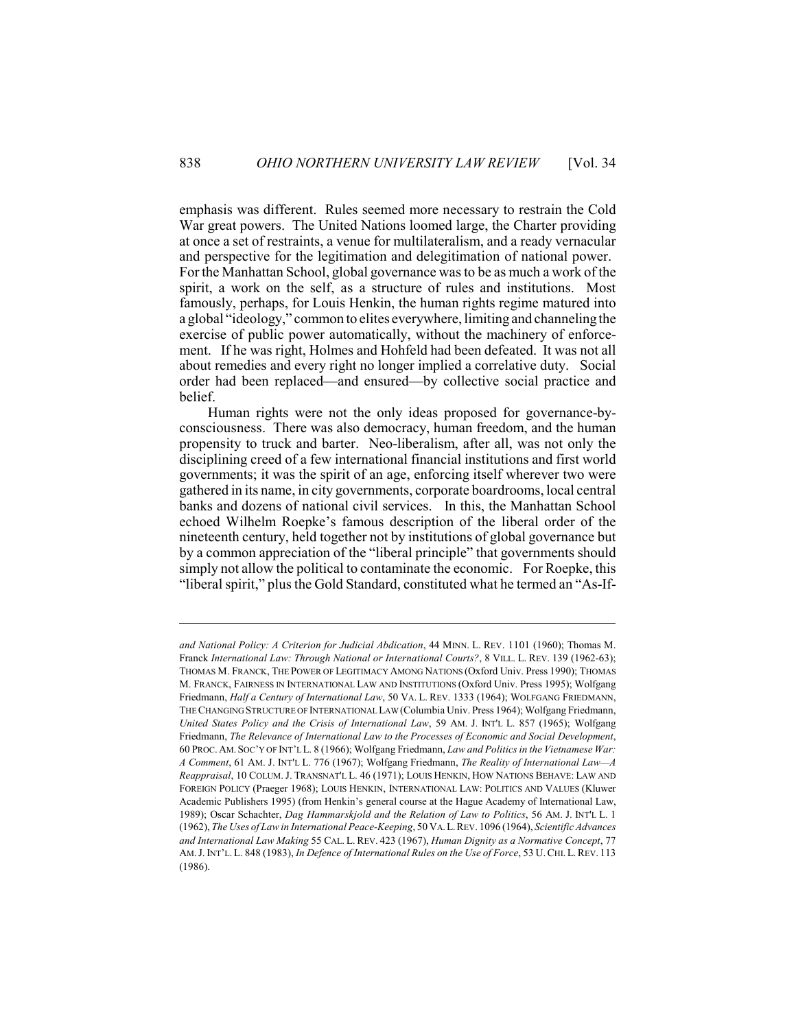emphasis was different. Rules seemed more necessary to restrain the Cold War great powers. The United Nations loomed large, the Charter providing at once a set of restraints, a venue for multilateralism, and a ready vernacular and perspective for the legitimation and delegitimation of national power. For the Manhattan School, global governance was to be as much a work of the spirit, a work on the self, as a structure of rules and institutions. Most famously, perhaps, for Louis Henkin, the human rights regime matured into a global "ideology," common to elites everywhere, limiting and channeling the exercise of public power automatically, without the machinery of enforcement. If he was right, Holmes and Hohfeld had been defeated. It was not all about remedies and every right no longer implied a correlative duty. Social order had been replaced—and ensured—by collective social practice and belief.

Human rights were not the only ideas proposed for governance-by-consciousness. There was also democracy, human freedom, and the human propensity to truck and barter. Neo-liberalism, after all, was not only the disciplining creed of a few international financial institutions and first world governments; it was the spirit of an age, enforcing itself wherever two were gathered in its name, in city governments, corporate boardrooms, local central banks and dozens of national civil services. In this, the Manhattan School echoed Wilhelm Roepke's famous description of the liberal order of the nineteenth century, held together not by institutions of global governance but by a common appreciation of the "liberal principle" that governments should simply not allow the political to contaminate the economic. For Roepke, this "liberal spirit," plus the Gold Standard, constituted what he termed an "As-If-

---

*and National Policy: A Criterion for Judicial Abdication*, 44 MINN. L. REV. 1101 (1960); Thomas M. Franck *International Law: Through National or International Courts?*, 8 VILL. L. REV. 139 (1962-63); THOMAS M. FRANCK, THE POWER OF LEGITIMACY AMONG NATIONS (Oxford Univ. Press 1990); THOMAS M. FRANCK, FAIRNESS IN INTERNATIONAL LAW AND INSTITUTIONS (Oxford Univ. Press 1995); Wolfgang Friedmann, *Half a Century of International Law*, 50 VA. L. REV. 1333 (1964); WOLFGANG FRIEDMANN, THE CHANGING STRUCTURE OF INTERNATIONAL LAW (Columbia Univ. Press 1964); Wolfgang Friedmann, *United States Policy and the Crisis of International Law*, 59 AM. J. INT'L L. 857 (1965); Wolfgang Friedmann, *The Relevance of International Law to the Processes of Economic and Social Development*, 60 PROC. AM. SOC'Y OF INT'L L. 8 (1966); Wolfgang Friedmann, *Law and Politics in the Vietnamese War: A Comment*, 61 AM. J. INT'L L. 776 (1967); Wolfgang Friedmann, *The Reality of International Law—A Reappraisal*, 10 COLUM. J. TRANSNAT'L L. 46 (1971); LOUIS HENKIN, HOW NATIONS BEHAVE: LAW AND FOREIGN POLICY (Praeger 1968); LOUIS HENKIN, INTERNATIONAL LAW: POLITICS AND VALUES (Kluwer Academic Publishers 1995) (from Henkin's general course at the Hague Academy of International Law, 1989); Oscar Schachter, *Dag Hammarskjold and the Relation of Law to Politics*, 56 AM. J. INT'L L. 1 (1962), *The Uses of Law in International Peace-Keeping*, 50 VA. L. REV. 1096 (1964), *Scientific Advances and International Law Making* 55 CAL. L. REV. 423 (1967), *Human Dignity as a Normative Concept*, 77 AM. J. INT'L. L. 848 (1983), *In Defence of International Rules on the Use of Force*, 53 U. CHI. L. REV. 113 (1986).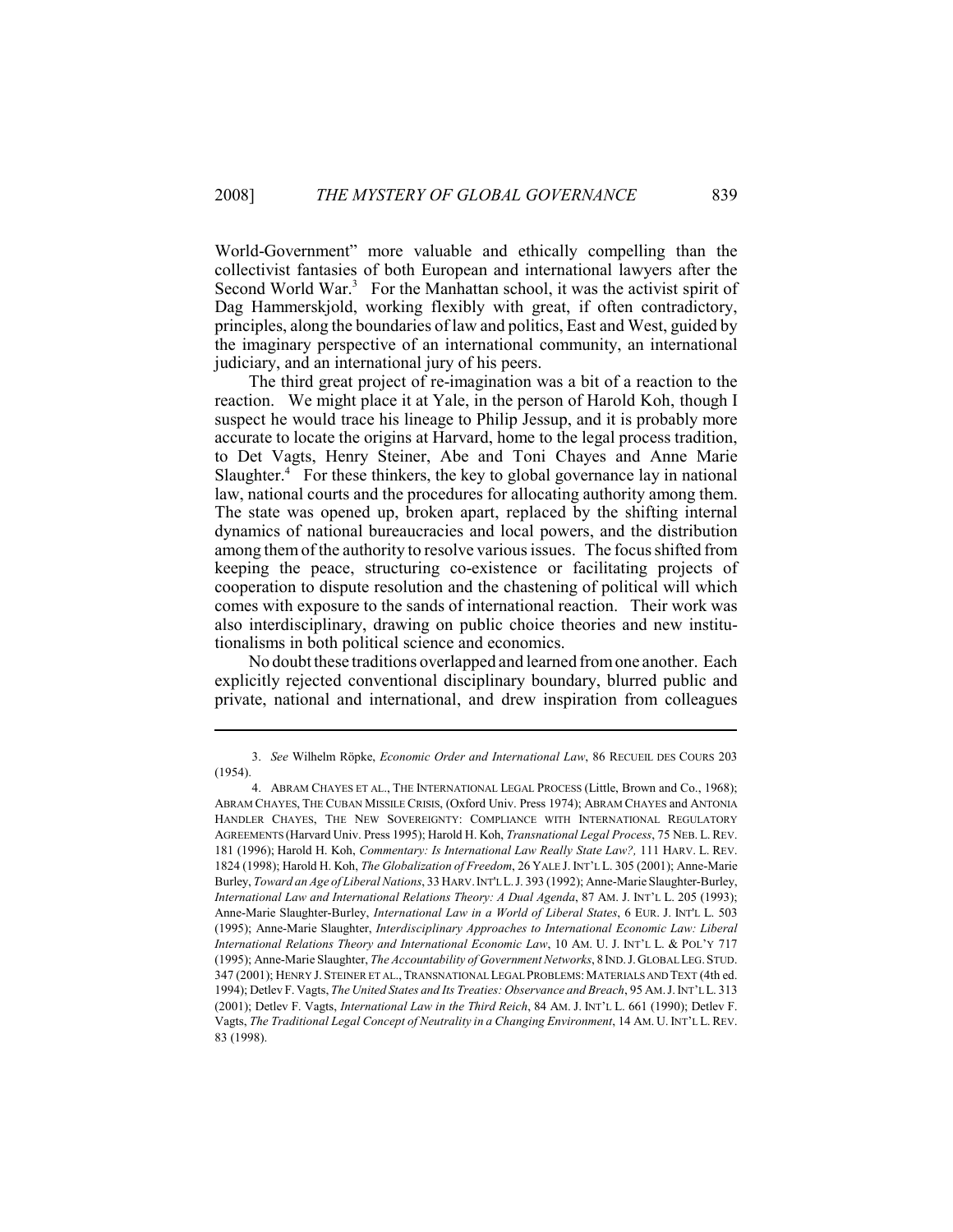World-Government" more valuable and ethically compelling than the collectivist fantasies of both European and international lawyers after the Second World War.[3] For the Manhattan school, it was the activist spirit of Dag Hammerskjold, working flexibly with great, if often contradictory, principles, along the boundaries of law and politics, East and West, guided by the imaginary perspective of an international community, an international judiciary, and an international jury of his peers.

The third great project of re-imagination was a bit of a reaction to the reaction. We might place it at Yale, in the person of Harold Koh, though I suspect he would trace his lineage to Philip Jessup, and it is probably more accurate to locate the origins at Harvard, home to the legal process tradition, to Det Vagts, Henry Steiner, Abe and Toni Chayes and Anne Marie Slaughter.[4] For these thinkers, the key to global governance lay in national law, national courts and the procedures for allocating authority among them. The state was opened up, broken apart, replaced by the shifting internal dynamics of national bureaucracies and local powers, and the distribution among them of the authority to resolve various issues. The focus shifted from keeping the peace, structuring co-existence or facilitating projects of cooperation to dispute resolution and the chastening of political will which comes with exposure to the sands of international reaction. Their work was also interdisciplinary, drawing on public choice theories and new institutionalisms in both political science and economics.

No doubt these traditions overlapped and learned from one another. Each explicitly rejected conventional disciplinary boundary, blurred public and private, national and international, and drew inspiration from colleagues

---

3. *See* Wilhelm Röpke, *Economic Order and International Law*, 86 RECUEIL DES COURS 203 (1954).

4. ABRAM CHAYES ET AL., THE INTERNATIONAL LEGAL PROCESS (Little, Brown and Co., 1968); ABRAM CHAYES, THE CUBAN MISSILE CRISIS, (Oxford Univ. Press 1974); ABRAM CHAYES and ANTONIA HANDLER CHAYES, THE NEW SOVEREIGNTY: COMPLIANCE WITH INTERNATIONAL REGULATORY AGREEMENTS (Harvard Univ. Press 1995); Harold H. Koh, *Transnational Legal Process*, 75 NEB. L. REV. 181 (1996); Harold H. Koh, *Commentary: Is International Law Really State Law?,* 111 HARV. L. REV. 1824 (1998); Harold H. Koh, *The Globalization of Freedom*, 26 YALE J. INT'L L. 305 (2001); Anne-Marie Burley, *Toward an Age of Liberal Nations*, 33 HARV. INT'L L. J. 393 (1992); Anne-Marie Slaughter-Burley, *International Law and International Relations Theory: A Dual Agenda*, 87 AM. J. INT'L L. 205 (1993); Anne-Marie Slaughter-Burley, *International Law in a World of Liberal States*, 6 EUR. J. INT'L L. 503 (1995); Anne-Marie Slaughter, *Interdisciplinary Approaches to International Economic Law: Liberal International Relations Theory and International Economic Law*, 10 AM. U. J. INT'L L. & POL'Y 717 (1995); Anne-Marie Slaughter, *The Accountability of Government Networks*, 8 IND. J. GLOBAL LEG. STUD. 347 (2001); HENRY J. STEINER ET AL., TRANSNATIONAL LEGAL PROBLEMS: MATERIALS AND TEXT (4th ed. 1994); Detlev F. Vagts, *The United States and Its Treaties: Observance and Breach*, 95 AM. J. INT'L L. 313 (2001); Detlev F. Vagts, *International Law in the Third Reich*, 84 AM. J. INT'L L. 661 (1990); Detlev F. Vagts, *The Traditional Legal Concept of Neutrality in a Changing Environment*, 14 AM. U. INT'L L. REV. 83 (1998).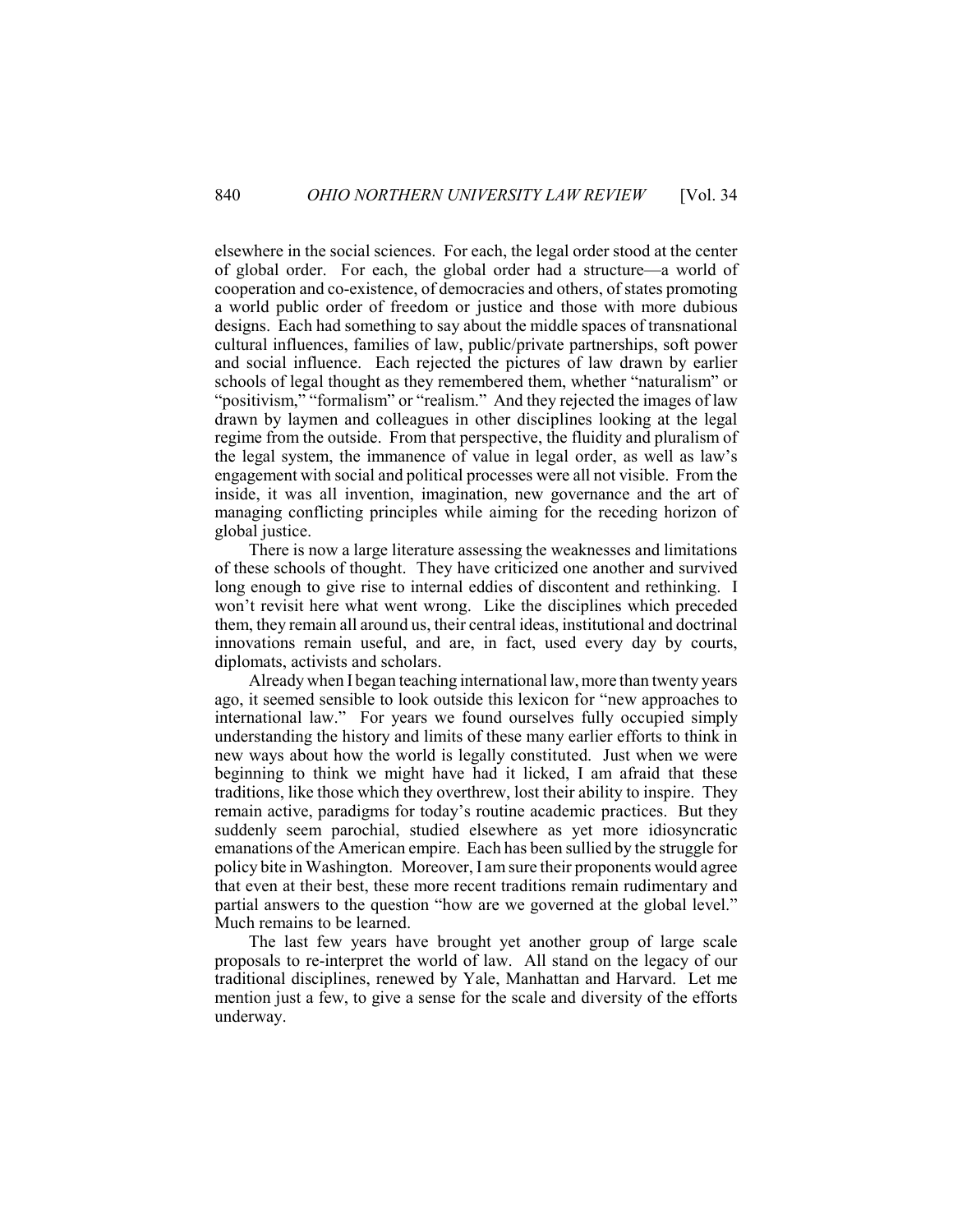elsewhere in the social sciences. For each, the legal order stood at the center of global order. For each, the global order had a structure—a world of cooperation and co-existence, of democracies and others, of states promoting a world public order of freedom or justice and those with more dubious designs. Each had something to say about the middle spaces of transnational cultural influences, families of law, public/private partnerships, soft power and social influence. Each rejected the pictures of law drawn by earlier schools of legal thought as they remembered them, whether "naturalism" or "positivism," "formalism" or "realism." And they rejected the images of law drawn by laymen and colleagues in other disciplines looking at the legal regime from the outside. From that perspective, the fluidity and pluralism of the legal system, the immanence of value in legal order, as well as law's engagement with social and political processes were all not visible. From the inside, it was all invention, imagination, new governance and the art of managing conflicting principles while aiming for the receding horizon of global justice.

There is now a large literature assessing the weaknesses and limitations of these schools of thought. They have criticized one another and survived long enough to give rise to internal eddies of discontent and rethinking. I won't revisit here what went wrong. Like the disciplines which preceded them, they remain all around us, their central ideas, institutional and doctrinal innovations remain useful, and are, in fact, used every day by courts, diplomats, activists and scholars.

Already when I began teaching international law, more than twenty years ago, it seemed sensible to look outside this lexicon for "new approaches to international law." For years we found ourselves fully occupied simply understanding the history and limits of these many earlier efforts to think in new ways about how the world is legally constituted. Just when we were beginning to think we might have had it licked, I am afraid that these traditions, like those which they overthrew, lost their ability to inspire. They remain active, paradigms for today's routine academic practices. But they suddenly seem parochial, studied elsewhere as yet more idiosyncratic emanations of the American empire. Each has been sullied by the struggle for policy bite in Washington. Moreover, I am sure their proponents would agree that even at their best, these more recent traditions remain rudimentary and partial answers to the question "how are we governed at the global level." Much remains to be learned.

The last few years have brought yet another group of large scale proposals to re-interpret the world of law. All stand on the legacy of our traditional disciplines, renewed by Yale, Manhattan and Harvard. Let me mention just a few, to give a sense for the scale and diversity of the efforts underway.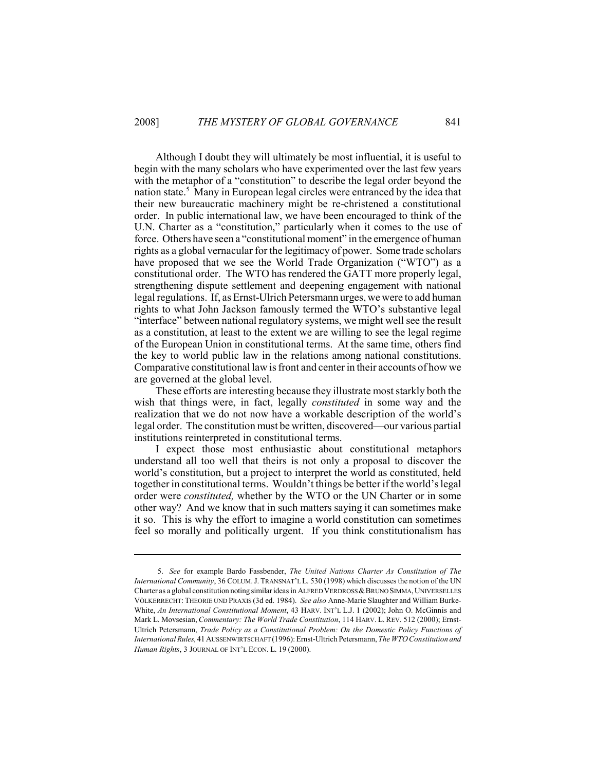Although I doubt they will ultimately be most influential, it is useful to begin with the many scholars who have experimented over the last few years with the metaphor of a "constitution" to describe the legal order beyond the nation state.[5] Many in European legal circles were entranced by the idea that their new bureaucratic machinery might be re-christened a constitutional order. In public international law, we have been encouraged to think of the U.N. Charter as a "constitution," particularly when it comes to the use of force. Others have seen a "constitutional moment" in the emergence of human rights as a global vernacular for the legitimacy of power. Some trade scholars have proposed that we see the World Trade Organization ("WTO") as a constitutional order. The WTO has rendered the GATT more properly legal, strengthening dispute settlement and deepening engagement with national legal regulations. If, as Ernst-Ulrich Petersmann urges, we were to add human rights to what John Jackson famously termed the WTO's substantive legal "interface" between national regulatory systems, we might well see the result as a constitution, at least to the extent we are willing to see the legal regime of the European Union in constitutional terms. At the same time, others find the key to world public law in the relations among national constitutions. Comparative constitutional law is front and center in their accounts of how we are governed at the global level.

These efforts are interesting because they illustrate most starkly both the wish that things were, in fact, legally *constituted* in some way and the realization that we do not now have a workable description of the world's legal order. The constitution must be written, discovered—our various partial institutions reinterpreted in constitutional terms.

I expect those most enthusiastic about constitutional metaphors understand all too well that theirs is not only a proposal to discover the world's constitution, but a project to interpret the world as constituted, held together in constitutional terms. Wouldn't things be better if the world's legal order were *constituted,* whether by the WTO or the UN Charter or in some other way? And we know that in such matters saying it can sometimes make it so. This is why the effort to imagine a world constitution can sometimes feel so morally and politically urgent. If you think constitutionalism has

---

5. *See* for example Bardo Fassbender, *The United Nations Charter As Constitution of The International Community*, 36 COLUM. J. TRANSNAT'L L. 530 (1998) which discusses the notion of the UN Charter as a global constitution noting similar ideas in ALFRED VERDROSS & BRUNO SIMMA, UNIVERSELLES VÖLKERRECHT: THEORIE UND PRAXIS (3d ed. 1984). *See also* Anne-Marie Slaughter and William Burke-White, *An International Constitutional Moment*, 43 HARV. INT'L L.J. 1 (2002); John O. McGinnis and Mark L. Movsesian, *Commentary: The World Trade Constitution*, 114 HARV. L. REV. 512 (2000); Ernst-Ultrich Petersmann, *Trade Policy as a Constitutional Problem: On the Domestic Policy Functions of International Rules,* 41 AUSSENWIRTSCHAFT (1996): Ernst-Ulrich Petersmann, *The WTO Constitution and Human Rights*, 3 JOURNAL OF INT'L ECON. L. 19 (2000).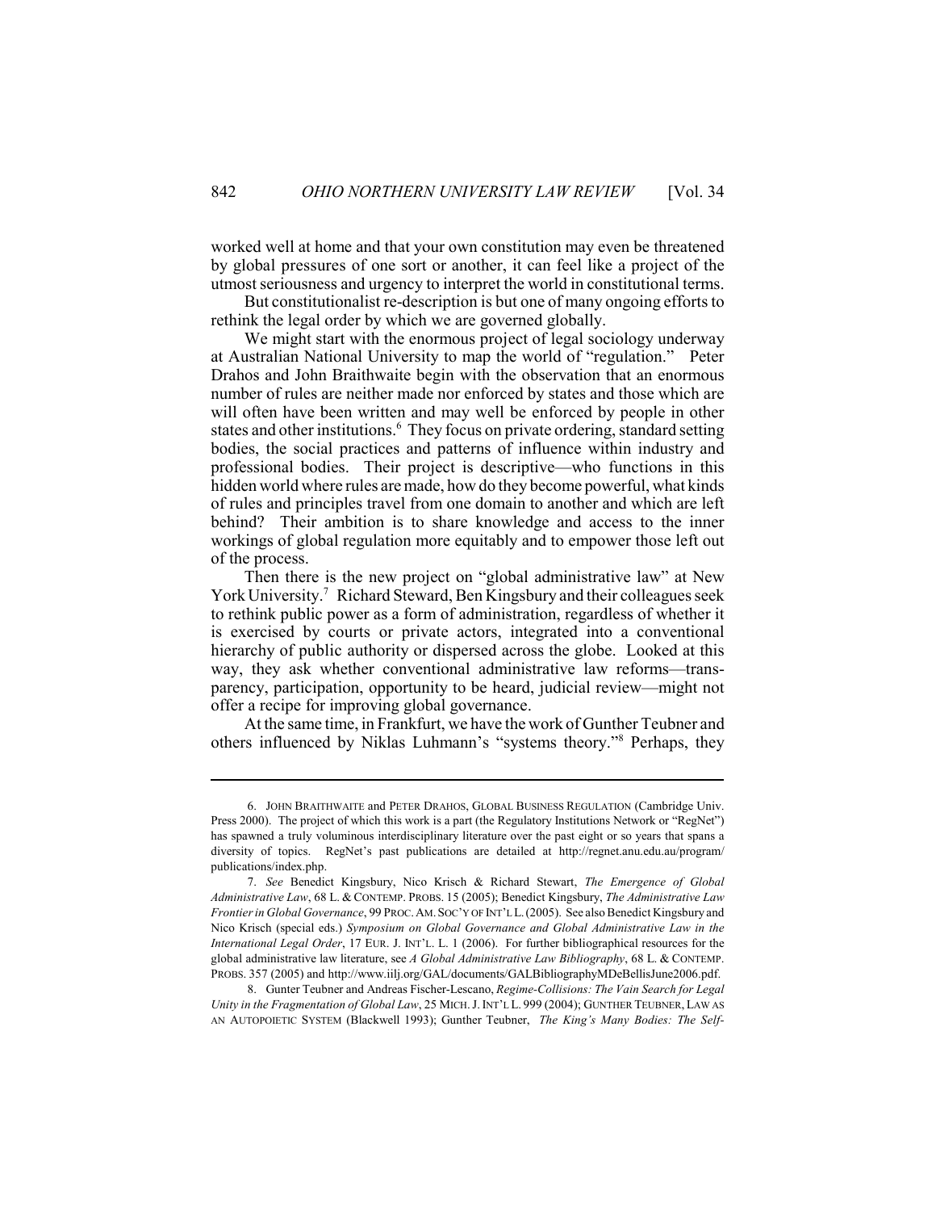worked well at home and that your own constitution may even be threatened by global pressures of one sort or another, it can feel like a project of the utmost seriousness and urgency to interpret the world in constitutional terms.

But constitutionalist re-description is but one of many ongoing efforts to rethink the legal order by which we are governed globally.

We might start with the enormous project of legal sociology underway at Australian National University to map the world of "regulation." Peter Drahos and John Braithwaite begin with the observation that an enormous number of rules are neither made nor enforced by states and those which are will often have been written and may well be enforced by people in other states and other institutions.[6] They focus on private ordering, standard setting bodies, the social practices and patterns of influence within industry and professional bodies. Their project is descriptive—who functions in this hidden world where rules are made, how do they become powerful, what kinds of rules and principles travel from one domain to another and which are left behind? Their ambition is to share knowledge and access to the inner workings of global regulation more equitably and to empower those left out of the process.

Then there is the new project on "global administrative law" at New York University.[7] Richard Steward, Ben Kingsbury and their colleagues seek to rethink public power as a form of administration, regardless of whether it is exercised by courts or private actors, integrated into a conventional hierarchy of public authority or dispersed across the globe. Looked at this way, they ask whether conventional administrative law reforms—transparency, participation, opportunity to be heard, judicial review—might not offer a recipe for improving global governance.

At the same time, in Frankfurt, we have the work of Gunther Teubner and others influenced by Niklas Luhmann's "systems theory."[8] Perhaps, they

---

6. JOHN BRAITHWAITE and PETER DRAHOS, GLOBAL BUSINESS REGULATION (Cambridge Univ. Press 2000). The project of which this work is a part (the Regulatory Institutions Network or "RegNet") has spawned a truly voluminous interdisciplinary literature over the past eight or so years that spans a diversity of topics. RegNet's past publications are detailed at http://regnet.anu.edu.au/program/publications/index.php.

7. *See* Benedict Kingsbury, Nico Krisch & Richard Stewart, *The Emergence of Global Administrative Law*, 68 L. & CONTEMP. PROBS. 15 (2005); Benedict Kingsbury, *The Administrative Law Frontier in Global Governance*, 99 PROC. AM. SOC'Y OF INT'L L. (2005). See also Benedict Kingsbury and Nico Krisch (special eds.) *Symposium on Global Governance and Global Administrative Law in the International Legal Order*, 17 EUR. J. INT'L. L. 1 (2006). For further bibliographical resources for the global administrative law literature, see *A Global Administrative Law Bibliography*, 68 L. & CONTEMP. PROBS. 357 (2005) and http://www.iilj.org/GAL/documents/GALBibliographyMDeBellisJune2006.pdf.

8. Gunter Teubner and Andreas Fischer-Lescano, *Regime-Collisions: The Vain Search for Legal Unity in the Fragmentation of Global Law*, 25 MICH. J. INT'L L. 999 (2004); GUNTHER TEUBNER, LAW AS AN AUTOPOIETIC SYSTEM (Blackwell 1993); Gunther Teubner, *The King's Many Bodies: The Self-*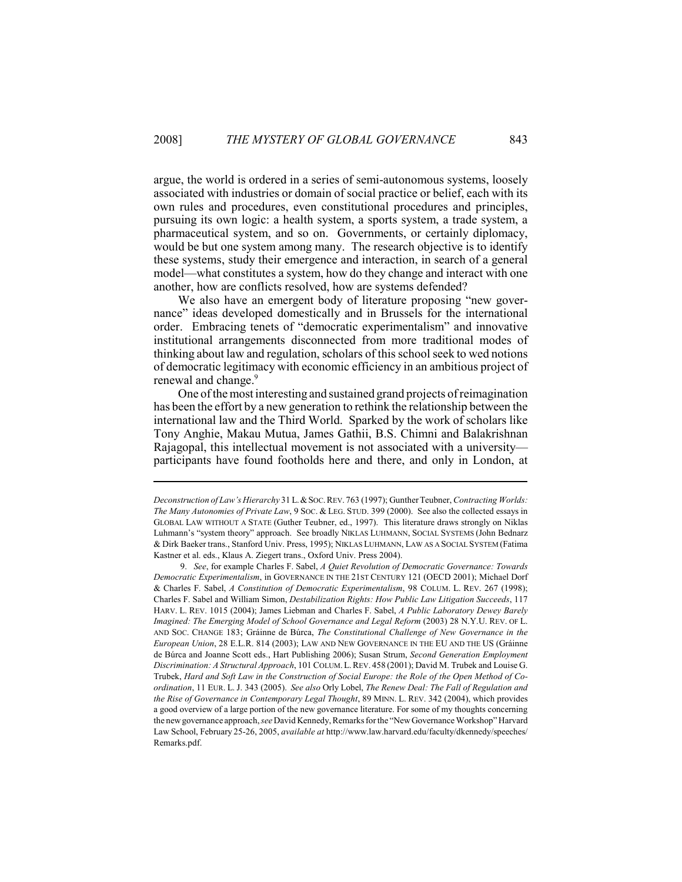argue, the world is ordered in a series of semi-autonomous systems, loosely associated with industries or domain of social practice or belief, each with its own rules and procedures, even constitutional procedures and principles, pursuing its own logic: a health system, a sports system, a trade system, a pharmaceutical system, and so on. Governments, or certainly diplomacy, would be but one system among many. The research objective is to identify these systems, study their emergence and interaction, in search of a general model—what constitutes a system, how do they change and interact with one another, how are conflicts resolved, how are systems defended?

We also have an emergent body of literature proposing "new governance" ideas developed domestically and in Brussels for the international order. Embracing tenets of "democratic experimentalism" and innovative institutional arrangements disconnected from more traditional modes of thinking about law and regulation, scholars of this school seek to wed notions of democratic legitimacy with economic efficiency in an ambitious project of renewal and change.[9]

One of the most interesting and sustained grand projects of reimagination has been the effort by a new generation to rethink the relationship between the international law and the Third World. Sparked by the work of scholars like Tony Anghie, Makau Mutua, James Gathii, B.S. Chimni and Balakrishnan Rajagopal, this intellectual movement is not associated with a university—participants have found footholds here and there, and only in London, at

---

*Deconstruction of Law's Hierarchy* 31 L. & SOC. REV. 763 (1997); Gunther Teubner, *Contracting Worlds: The Many Autonomies of Private Law*, 9 SOC. & LEG. STUD. 399 (2000). See also the collected essays in GLOBAL LAW WITHOUT A STATE (Guther Teubner, ed., 1997). This literature draws strongly on Niklas Luhmann's "system theory" approach. See broadly NIKLAS LUHMANN, SOCIAL SYSTEMS (John Bednarz & Dirk Baeker trans., Stanford Univ. Press, 1995); NIKLAS LUHMANN, LAW AS A SOCIAL SYSTEM (Fatima Kastner et al. eds., Klaus A. Ziegert trans., Oxford Univ. Press 2004).

9. *See*, for example Charles F. Sabel, *A Quiet Revolution of Democratic Governance: Towards Democratic Experimentalism*, in GOVERNANCE IN THE 21ST CENTURY 121 (OECD 2001); Michael Dorf & Charles F. Sabel, *A Constitution of Democratic Experimentalism*, 98 COLUM. L. REV. 267 (1998); Charles F. Sabel and William Simon, *Destabilization Rights: How Public Law Litigation Succeeds*, 117 HARV. L. REV. 1015 (2004); James Liebman and Charles F. Sabel, *A Public Laboratory Dewey Barely Imagined: The Emerging Model of School Governance and Legal Reform* (2003) 28 N.Y.U. REV. OF L. AND SOC. CHANGE 183; Gráinne de Búrca, *The Constitutional Challenge of New Governance in the European Union*, 28 E.L.R. 814 (2003); LAW AND NEW GOVERNANCE IN THE EU AND THE US (Gráinne de Búrca and Joanne Scott eds., Hart Publishing 2006); Susan Strum, *Second Generation Employment Discrimination: A Structural Approach*, 101 COLUM. L. REV. 458 (2001); David M. Trubek and Louise G. Trubek, *Hard and Soft Law in the Construction of Social Europe: the Role of the Open Method of Co-ordination*, 11 EUR. L. J. 343 (2005). *See also* Orly Lobel, *The Renew Deal: The Fall of Regulation and the Rise of Governance in Contemporary Legal Thought*, 89 MINN. L. REV. 342 (2004), which provides a good overview of a large portion of the new governance literature. For some of my thoughts concerning the new governance approach, *see* David Kennedy, Remarks for the "New Governance Workshop" Harvard Law School, February 25-26, 2005, *available at* http://www.law.harvard.edu/faculty/dkennedy/speeches/Remarks.pdf.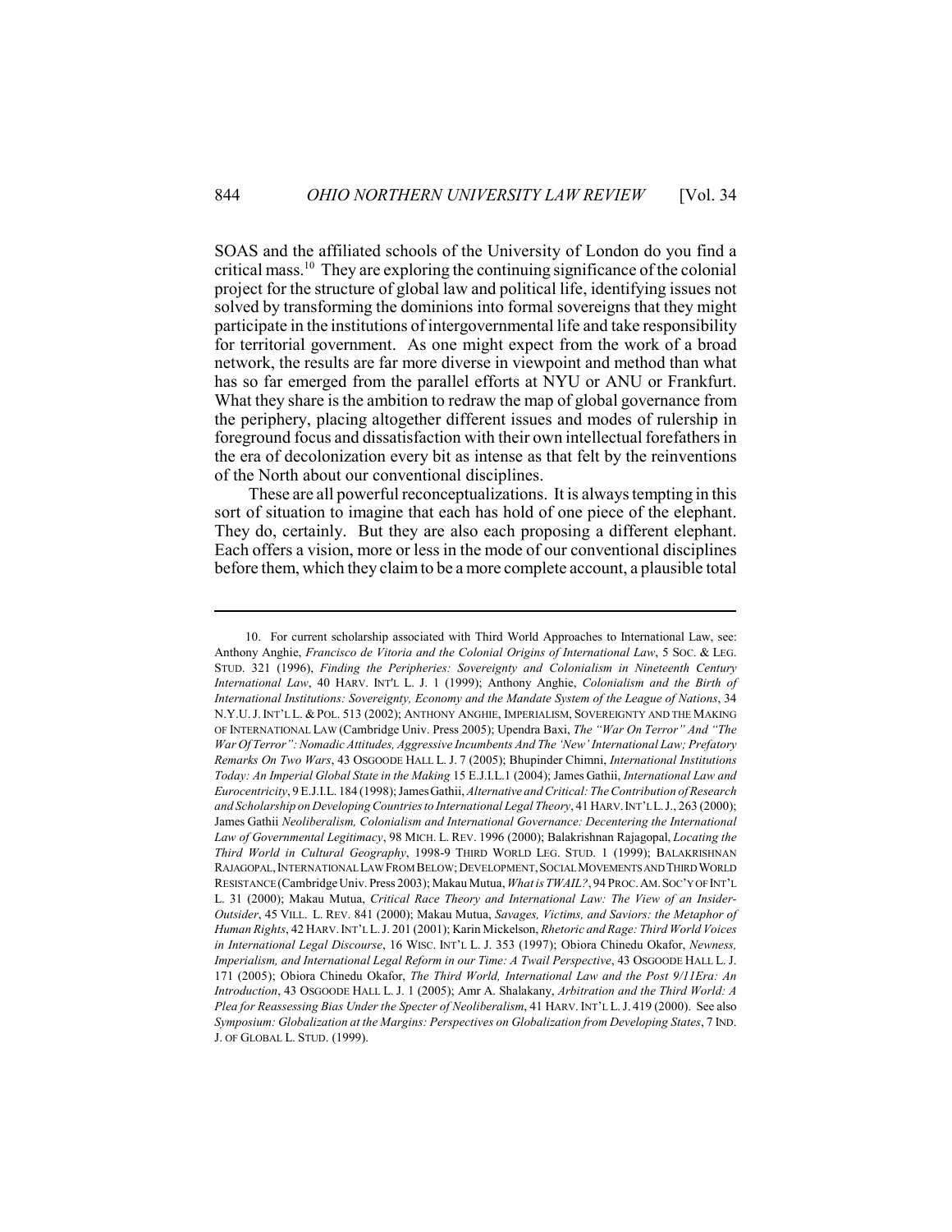SOAS and the affiliated schools of the University of London do you find a critical mass.[10] They are exploring the continuing significance of the colonial project for the structure of global law and political life, identifying issues not solved by transforming the dominions into formal sovereigns that they might participate in the institutions of intergovernmental life and take responsibility for territorial government. As one might expect from the work of a broad network, the results are far more diverse in viewpoint and method than what has so far emerged from the parallel efforts at NYU or ANU or Frankfurt. What they share is the ambition to redraw the map of global governance from the periphery, placing altogether different issues and modes of rulership in foreground focus and dissatisfaction with their own intellectual forefathers in the era of decolonization every bit as intense as that felt by the reinventions of the North about our conventional disciplines.

These are all powerful reconceptualizations. It is always tempting in this sort of situation to imagine that each has hold of one piece of the elephant. They do, certainly. But they are also each proposing a different elephant. Each offers a vision, more or less in the mode of our conventional disciplines before them, which they claim to be a more complete account, a plausible total

---

10. For current scholarship associated with Third World Approaches to International Law, see: Anthony Anghie, *Francisco de Vitoria and the Colonial Origins of International Law*, 5 SOC. & LEG. STUD. 321 (1996), *Finding the Peripheries: Sovereignty and Colonialism in Nineteenth Century International Law*, 40 HARV. INT'L L. J. 1 (1999); Anthony Anghie, *Colonialism and the Birth of International Institutions: Sovereignty, Economy and the Mandate System of the League of Nations*, 34 N.Y.U. J. INT'L L. & POL. 513 (2002); ANTHONY ANGHIE, IMPERIALISM, SOVEREIGNTY AND THE MAKING OF INTERNATIONAL LAW (Cambridge Univ. Press 2005); Upendra Baxi, *The "War On Terror" And "The War Of Terror": Nomadic Attitudes, Aggressive Incumbents And The 'New' International Law; Prefatory Remarks On Two Wars*, 43 OSGOODE HALL L. J. 7 (2005); Bhupinder Chimni, *International Institutions Today: An Imperial Global State in the Making* 15 E.J.I.L.1 (2004); James Gathii, *International Law and Eurocentricity*, 9 E.J.I.L. 184 (1998); James Gathii, *Alternative and Critical: The Contribution of Research and Scholarship on Developing Countries to International Legal Theory*, 41 HARV. INT'L L. J., 263 (2000); James Gathii *Neoliberalism, Colonialism and International Governance: Decentering the International Law of Governmental Legitimacy*, 98 MICH. L. REV. 1996 (2000); Balakrishnan Rajagopal, *Locating the Third World in Cultural Geography*, 1998-9 THIRD WORLD LEG. STUD. 1 (1999); BALAKRISHNAN RAJAGOPAL, INTERNATIONAL LAW FROM BELOW; DEVELOPMENT, SOCIAL MOVEMENTS AND THIRD WORLD RESISTANCE (Cambridge Univ. Press 2003); Makau Mutua, *What is TWAIL?*, 94 PROC. AM. SOC'Y OF INT'L L. 31 (2000); Makau Mutua, *Critical Race Theory and International Law: The View of an Insider-Outsider*, 45 VILL. L. REV. 841 (2000); Makau Mutua, *Savages, Victims, and Saviors: the Metaphor of Human Rights*, 42 HARV. INT'L L. J. 201 (2001); Karin Mickelson, *Rhetoric and Rage: Third World Voices in International Legal Discourse*, 16 WISC. INT'L L. J. 353 (1997); Obiora Chinedu Okafor, *Newness, Imperialism, and International Legal Reform in our Time: A Twail Perspective*, 43 OSGOODE HALL L. J. 171 (2005); Obiora Chinedu Okafor, *The Third World, International Law and the Post 9/11Era: An Introduction*, 43 OSGOODE HALL L. J. 1 (2005); Amr A. Shalakany, *Arbitration and the Third World: A Plea for Reassessing Bias Under the Specter of Neoliberalism*, 41 HARV. INT'L L. J. 419 (2000). See also *Symposium: Globalization at the Margins: Perspectives on Globalization from Developing States*, 7 IND. J. OF GLOBAL L. STUD. (1999).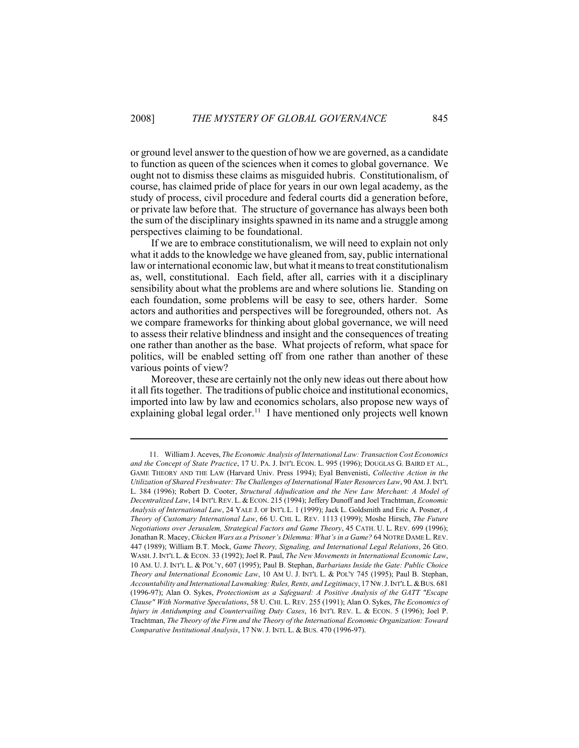or ground level answer to the question of how we are governed, as a candidate to function as queen of the sciences when it comes to global governance. We ought not to dismiss these claims as misguided hubris. Constitutionalism, of course, has claimed pride of place for years in our own legal academy, as the study of process, civil procedure and federal courts did a generation before, or private law before that. The structure of governance has always been both the sum of the disciplinary insights spawned in its name and a struggle among perspectives claiming to be foundational.

If we are to embrace constitutionalism, we will need to explain not only what it adds to the knowledge we have gleaned from, say, public international law or international economic law, but what it means to treat constitutionalism as, well, constitutional. Each field, after all, carries with it a disciplinary sensibility about what the problems are and where solutions lie. Standing on each foundation, some problems will be easy to see, others harder. Some actors and authorities and perspectives will be foregrounded, others not. As we compare frameworks for thinking about global governance, we will need to assess their relative blindness and insight and the consequences of treating one rather than another as the base. What projects of reform, what space for politics, will be enabled setting off from one rather than another of these various points of view?

Moreover, these are certainly not the only new ideas out there about how it all fits together. The traditions of public choice and institutional economics, imported into law by law and economics scholars, also propose new ways of explaining global legal order.[11] I have mentioned only projects well known

---

11. William J. Aceves, *The Economic Analysis of International Law: Transaction Cost Economics and the Concept of State Practice*, 17 U. PA. J. INT'L ECON. L. 995 (1996); DOUGLAS G. BAIRD ET AL., GAME THEORY AND THE LAW (Harvard Univ. Press 1994); Eyal Benvenisti, *Collective Action in the Utilization of Shared Freshwater: The Challenges of International Water Resources Law*, 90 AM. J. INT'L L. 384 (1996); Robert D. Cooter, *Structural Adjudication and the New Law Merchant: A Model of Decentralized Law*, 14 INT'L REV. L. & ECON. 215 (1994); Jeffery Dunoff and Joel Trachtman, *Economic Analysis of International Law*, 24 YALE J. OF INT'L L. 1 (1999); Jack L. Goldsmith and Eric A. Posner, *A Theory of Customary International Law*, 66 U. CHI. L. REV. 1113 (1999); Moshe Hirsch, *The Future Negotiations over Jerusalem, Strategical Factors and Game Theory*, 45 CATH. U. L. REV. 699 (1996); Jonathan R. Macey, *Chicken Wars as a Prisoner's Dilemma: What's in a Game?* 64 NOTRE DAME L. REV. 447 (1989); William B.T. Mock, *Game Theory, Signaling, and International Legal Relations*, 26 GEO. WASH. J. INT'L L. & ECON. 33 (1992); Joel R. Paul, *The New Movements in International Economic Law*, 10 AM. U. J. INT'L L. & POL'Y, 607 (1995); Paul B. Stephan, *Barbarians Inside the Gate: Public Choice Theory and International Economic Law*, 10 AM U. J. INT'L L. & POL'Y 745 (1995); Paul B. Stephan, *Accountability and International Lawmaking: Rules, Rents, and Legitimacy*, 17 NW. J. INT'L L. & BUS. 681 (1996-97); Alan O. Sykes, *Protectionism as a Safeguard: A Positive Analysis of the GATT "Escape Clause" With Normative Speculations*, 58 U. CHI. L. REV. 255 (1991); Alan O. Sykes, *The Economics of Injury in Antidumping and Countervailing Duty Cases*, 16 INT'L REV. L. & ECON. 5 (1996); Joel P. Trachtman, *The Theory of the Firm and the Theory of the International Economic Organization: Toward Comparative Institutional Analysis*, 17 NW. J. INTL L. & BUS. 470 (1996-97).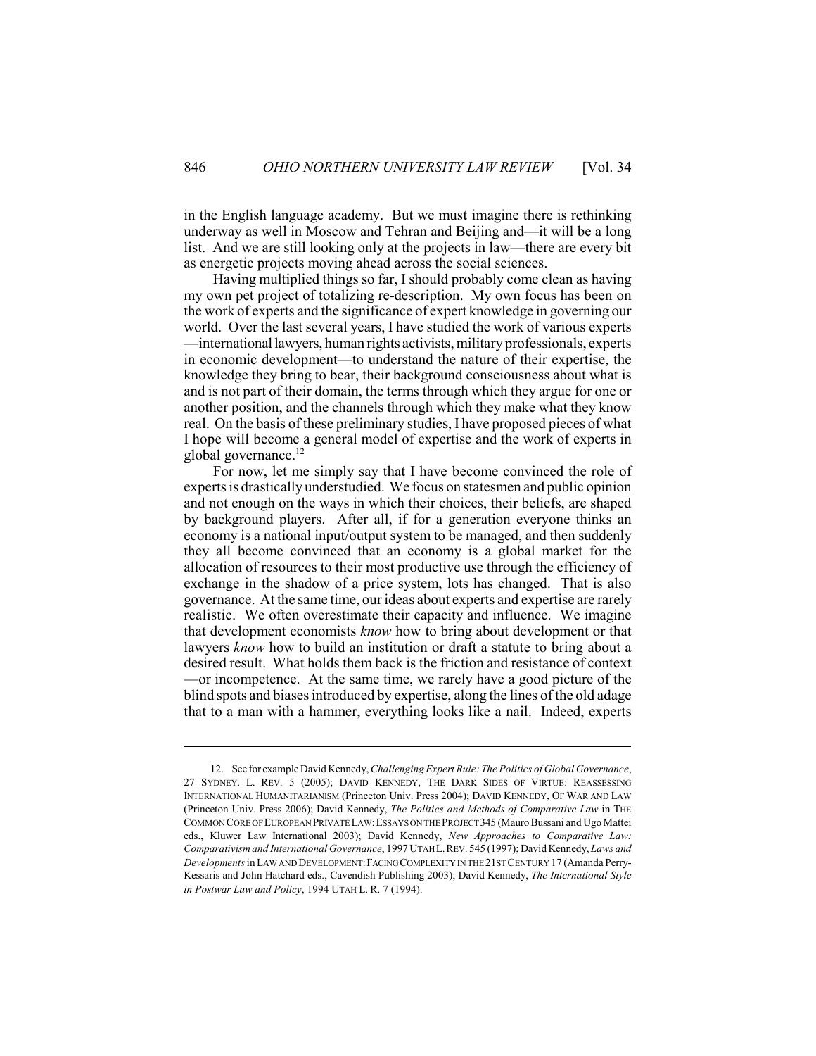in the English language academy. But we must imagine there is rethinking underway as well in Moscow and Tehran and Beijing and—it will be a long list. And we are still looking only at the projects in law—there are every bit as energetic projects moving ahead across the social sciences.

Having multiplied things so far, I should probably come clean as having my own pet project of totalizing re-description. My own focus has been on the work of experts and the significance of expert knowledge in governing our world. Over the last several years, I have studied the work of various experts—international lawyers, human rights activists, military professionals, experts in economic development—to understand the nature of their expertise, the knowledge they bring to bear, their background consciousness about what is and is not part of their domain, the terms through which they argue for one or another position, and the channels through which they make what they know real. On the basis of these preliminary studies, I have proposed pieces of what I hope will become a general model of expertise and the work of experts in global governance.[12]

For now, let me simply say that I have become convinced the role of experts is drastically understudied. We focus on statesmen and public opinion and not enough on the ways in which their choices, their beliefs, are shaped by background players. After all, if for a generation everyone thinks an economy is a national input/output system to be managed, and then suddenly they all become convinced that an economy is a global market for the allocation of resources to their most productive use through the efficiency of exchange in the shadow of a price system, lots has changed. That is also governance. At the same time, our ideas about experts and expertise are rarely realistic. We often overestimate their capacity and influence. We imagine that development economists *know* how to bring about development or that lawyers *know* how to build an institution or draft a statute to bring about a desired result. What holds them back is the friction and resistance of context—or incompetence. At the same time, we rarely have a good picture of the blind spots and biases introduced by expertise, along the lines of the old adage that to a man with a hammer, everything looks like a nail. Indeed, experts

---

12. See for example David Kennedy, *Challenging Expert Rule: The Politics of Global Governance*, 27 SYDNEY. L. REV. 5 (2005); DAVID KENNEDY, THE DARK SIDES OF VIRTUE: REASSESSING INTERNATIONAL HUMANITARIANISM (Princeton Univ. Press 2004); DAVID KENNEDY, OF WAR AND LAW (Princeton Univ. Press 2006); David Kennedy, *The Politics and Methods of Comparative Law* in THE COMMON CORE OF EUROPEAN PRIVATE LAW: ESSAYS ON THE PROJECT 345 (Mauro Bussani and Ugo Mattei eds., Kluwer Law International 2003); David Kennedy, *New Approaches to Comparative Law: Comparativism and International Governance*, 1997 UTAH L. REV. 545 (1997); David Kennedy, *Laws and Developments* in LAW AND DEVELOPMENT: FACING COMPLEXITY IN THE 21ST CENTURY 17 (Amanda Perry-Kessaris and John Hatchard eds., Cavendish Publishing 2003); David Kennedy, *The International Style in Postwar Law and Policy*, 1994 UTAH L. R. 7 (1994).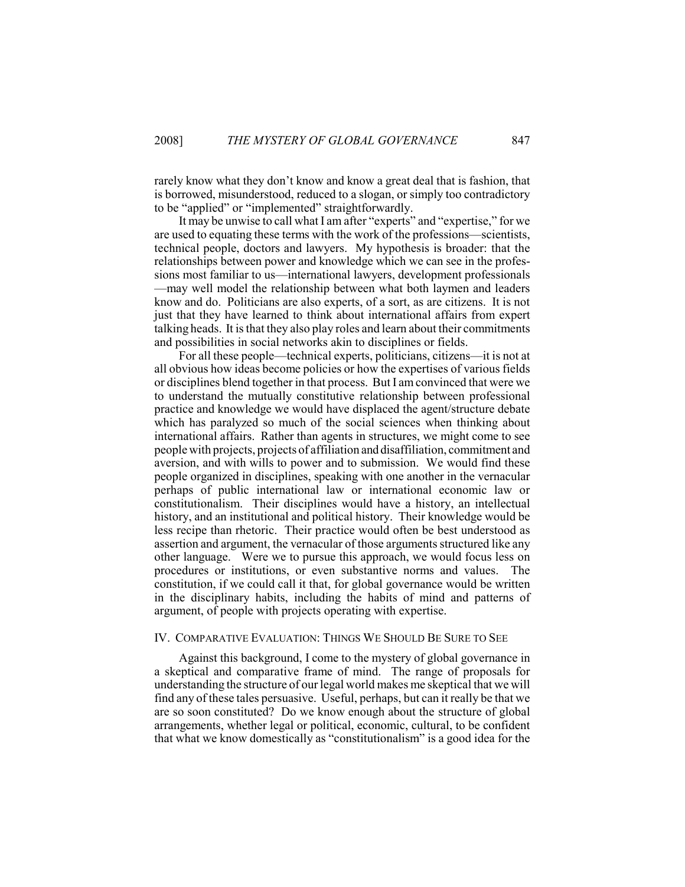rarely know what they don't know and know a great deal that is fashion, that is borrowed, misunderstood, reduced to a slogan, or simply too contradictory to be "applied" or "implemented" straightforwardly.

It may be unwise to call what I am after "experts" and "expertise," for we are used to equating these terms with the work of the professions—scientists, technical people, doctors and lawyers. My hypothesis is broader: that the relationships between power and knowledge which we can see in the professions most familiar to us—international lawyers, development professionals—may well model the relationship between what both laymen and leaders know and do. Politicians are also experts, of a sort, as are citizens. It is not just that they have learned to think about international affairs from expert talking heads. It is that they also play roles and learn about their commitments and possibilities in social networks akin to disciplines or fields.

For all these people—technical experts, politicians, citizens—it is not at all obvious how ideas become policies or how the expertises of various fields or disciplines blend together in that process. But I am convinced that were we to understand the mutually constitutive relationship between professional practice and knowledge we would have displaced the agent/structure debate which has paralyzed so much of the social sciences when thinking about international affairs. Rather than agents in structures, we might come to see people with projects, projects of affiliation and disaffiliation, commitment and aversion, and with wills to power and to submission. We would find these people organized in disciplines, speaking with one another in the vernacular perhaps of public international law or international economic law or constitutionalism. Their disciplines would have a history, an intellectual history, and an institutional and political history. Their knowledge would be less recipe than rhetoric. Their practice would often be best understood as assertion and argument, the vernacular of those arguments structured like any other language. Were we to pursue this approach, we would focus less on procedures or institutions, or even substantive norms and values. The constitution, if we could call it that, for global governance would be written in the disciplinary habits, including the habits of mind and patterns of argument, of people with projects operating with expertise.

## IV. COMPARATIVE EVALUATION: THINGS WE SHOULD BE SURE TO SEE

Against this background, I come to the mystery of global governance in a skeptical and comparative frame of mind. The range of proposals for understanding the structure of our legal world makes me skeptical that we will find any of these tales persuasive. Useful, perhaps, but can it really be that we are so soon constituted? Do we know enough about the structure of global arrangements, whether legal or political, economic, cultural, to be confident that what we know domestically as "constitutionalism" is a good idea for the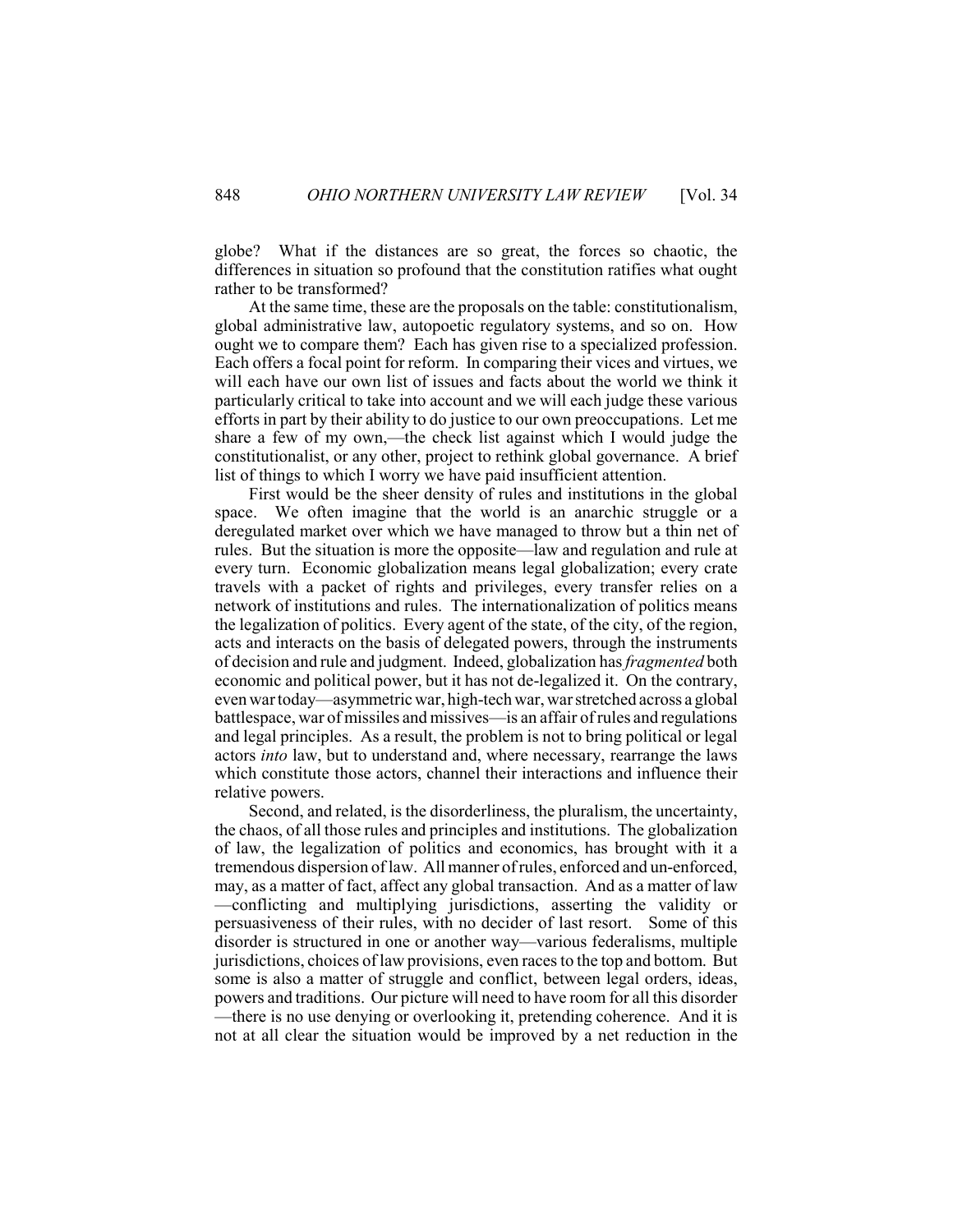globe? What if the distances are so great, the forces so chaotic, the differences in situation so profound that the constitution ratifies what ought rather to be transformed?

At the same time, these are the proposals on the table: constitutionalism, global administrative law, autopoetic regulatory systems, and so on. How ought we to compare them? Each has given rise to a specialized profession. Each offers a focal point for reform. In comparing their vices and virtues, we will each have our own list of issues and facts about the world we think it particularly critical to take into account and we will each judge these various efforts in part by their ability to do justice to our own preoccupations. Let me share a few of my own,—the check list against which I would judge the constitutionalist, or any other, project to rethink global governance. A brief list of things to which I worry we have paid insufficient attention.

First would be the sheer density of rules and institutions in the global space. We often imagine that the world is an anarchic struggle or a deregulated market over which we have managed to throw but a thin net of rules. But the situation is more the opposite—law and regulation and rule at every turn. Economic globalization means legal globalization; every crate travels with a packet of rights and privileges, every transfer relies on a network of institutions and rules. The internationalization of politics means the legalization of politics. Every agent of the state, of the city, of the region, acts and interacts on the basis of delegated powers, through the instruments of decision and rule and judgment. Indeed, globalization has *fragmented* both economic and political power, but it has not de-legalized it. On the contrary, even war today—asymmetric war, high-tech war, war stretched across a global battlespace, war of missiles and missives—is an affair of rules and regulations and legal principles. As a result, the problem is not to bring political or legal actors *into* law, but to understand and, where necessary, rearrange the laws which constitute those actors, channel their interactions and influence their relative powers.

Second, and related, is the disorderliness, the pluralism, the uncertainty, the chaos, of all those rules and principles and institutions. The globalization of law, the legalization of politics and economics, has brought with it a tremendous dispersion of law. All manner of rules, enforced and un-enforced, may, as a matter of fact, affect any global transaction. And as a matter of law —conflicting and multiplying jurisdictions, asserting the validity or persuasiveness of their rules, with no decider of last resort. Some of this disorder is structured in one or another way—various federalisms, multiple jurisdictions, choices of law provisions, even races to the top and bottom. But some is also a matter of struggle and conflict, between legal orders, ideas, powers and traditions. Our picture will need to have room for all this disorder —there is no use denying or overlooking it, pretending coherence. And it is not at all clear the situation would be improved by a net reduction in the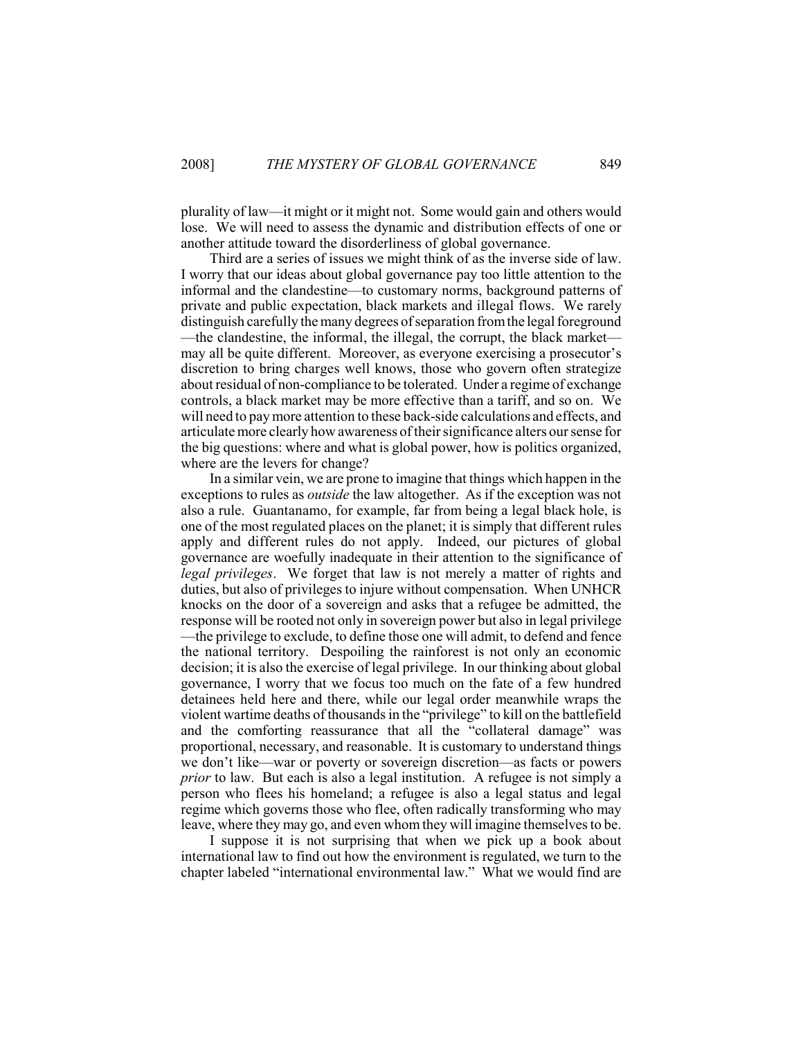plurality of law—it might or it might not. Some would gain and others would lose. We will need to assess the dynamic and distribution effects of one or another attitude toward the disorderliness of global governance.

Third are a series of issues we might think of as the inverse side of law. I worry that our ideas about global governance pay too little attention to the informal and the clandestine—to customary norms, background patterns of private and public expectation, black markets and illegal flows. We rarely distinguish carefully the many degrees of separation from the legal foreground—the clandestine, the informal, the illegal, the corrupt, the black market—may all be quite different. Moreover, as everyone exercising a prosecutor's discretion to bring charges well knows, those who govern often strategize about residual of non-compliance to be tolerated. Under a regime of exchange controls, a black market may be more effective than a tariff, and so on. We will need to pay more attention to these back-side calculations and effects, and articulate more clearly how awareness of their significance alters our sense for the big questions: where and what is global power, how is politics organized, where are the levers for change?

In a similar vein, we are prone to imagine that things which happen in the exceptions to rules as *outside* the law altogether. As if the exception was not also a rule. Guantanamo, for example, far from being a legal black hole, is one of the most regulated places on the planet; it is simply that different rules apply and different rules do not apply. Indeed, our pictures of global governance are woefully inadequate in their attention to the significance of *legal privileges*. We forget that law is not merely a matter of rights and duties, but also of privileges to injure without compensation. When UNHCR knocks on the door of a sovereign and asks that a refugee be admitted, the response will be rooted not only in sovereign power but also in legal privilege—the privilege to exclude, to define those one will admit, to defend and fence the national territory. Despoiling the rainforest is not only an economic decision; it is also the exercise of legal privilege. In our thinking about global governance, I worry that we focus too much on the fate of a few hundred detainees held here and there, while our legal order meanwhile wraps the violent wartime deaths of thousands in the "privilege" to kill on the battlefield and the comforting reassurance that all the "collateral damage" was proportional, necessary, and reasonable. It is customary to understand things we don't like—war or poverty or sovereign discretion—as facts or powers *prior* to law. But each is also a legal institution. A refugee is not simply a person who flees his homeland; a refugee is also a legal status and legal regime which governs those who flee, often radically transforming who may leave, where they may go, and even whom they will imagine themselves to be.

I suppose it is not surprising that when we pick up a book about international law to find out how the environment is regulated, we turn to the chapter labeled "international environmental law." What we would find are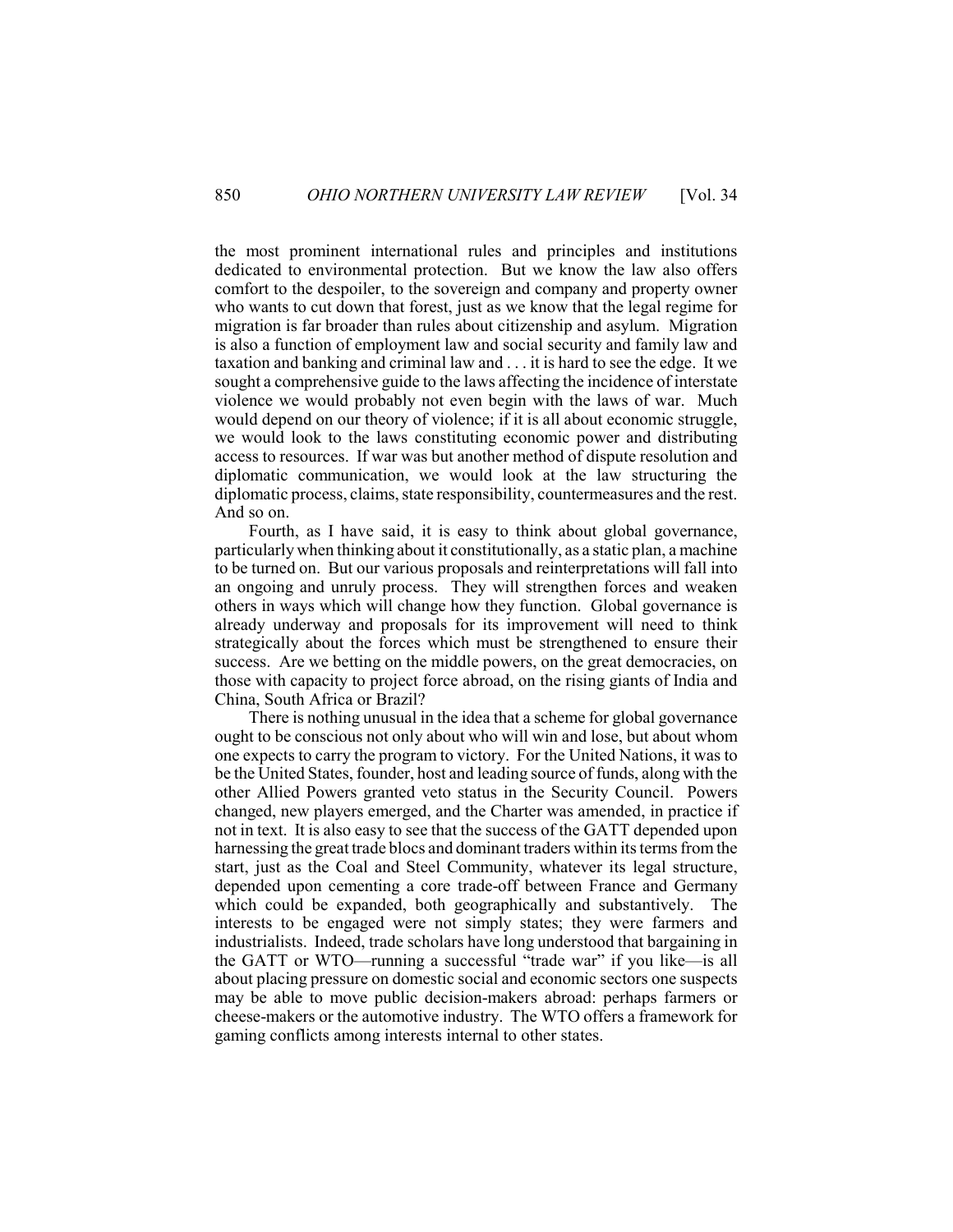the most prominent international rules and principles and institutions dedicated to environmental protection. But we know the law also offers comfort to the despoiler, to the sovereign and company and property owner who wants to cut down that forest, just as we know that the legal regime for migration is far broader than rules about citizenship and asylum. Migration is also a function of employment law and social security and family law and taxation and banking and criminal law and . . . it is hard to see the edge. It we sought a comprehensive guide to the laws affecting the incidence of interstate violence we would probably not even begin with the laws of war. Much would depend on our theory of violence; if it is all about economic struggle, we would look to the laws constituting economic power and distributing access to resources. If war was but another method of dispute resolution and diplomatic communication, we would look at the law structuring the diplomatic process, claims, state responsibility, countermeasures and the rest. And so on.

Fourth, as I have said, it is easy to think about global governance, particularly when thinking about it constitutionally, as a static plan, a machine to be turned on. But our various proposals and reinterpretations will fall into an ongoing and unruly process. They will strengthen forces and weaken others in ways which will change how they function. Global governance is already underway and proposals for its improvement will need to think strategically about the forces which must be strengthened to ensure their success. Are we betting on the middle powers, on the great democracies, on those with capacity to project force abroad, on the rising giants of India and China, South Africa or Brazil?

There is nothing unusual in the idea that a scheme for global governance ought to be conscious not only about who will win and lose, but about whom one expects to carry the program to victory. For the United Nations, it was to be the United States, founder, host and leading source of funds, along with the other Allied Powers granted veto status in the Security Council. Powers changed, new players emerged, and the Charter was amended, in practice if not in text. It is also easy to see that the success of the GATT depended upon harnessing the great trade blocs and dominant traders within its terms from the start, just as the Coal and Steel Community, whatever its legal structure, depended upon cementing a core trade-off between France and Germany which could be expanded, both geographically and substantively. The interests to be engaged were not simply states; they were farmers and industrialists. Indeed, trade scholars have long understood that bargaining in the GATT or WTO—running a successful "trade war" if you like—is all about placing pressure on domestic social and economic sectors one suspects may be able to move public decision-makers abroad: perhaps farmers or cheese-makers or the automotive industry. The WTO offers a framework for gaming conflicts among interests internal to other states.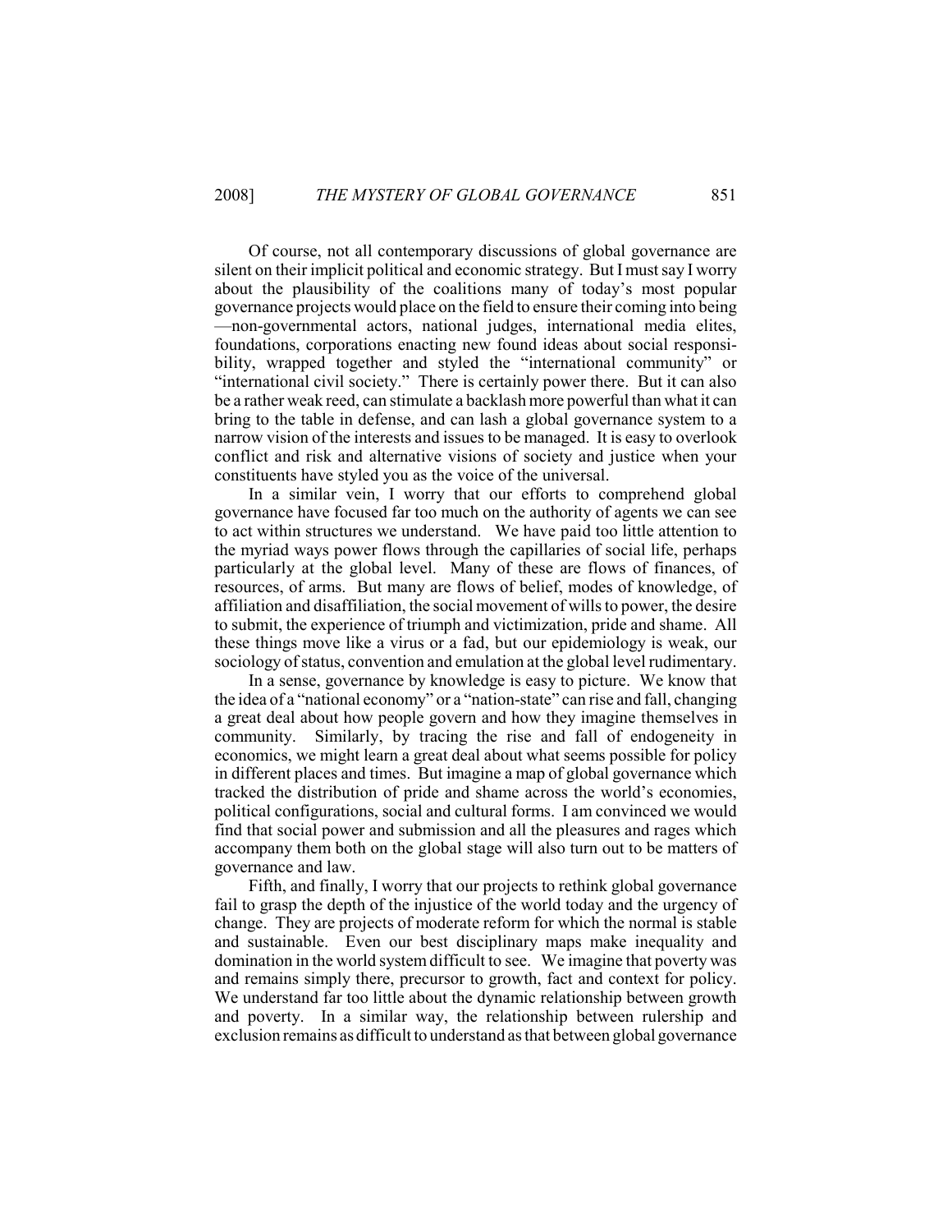Of course, not all contemporary discussions of global governance are silent on their implicit political and economic strategy. But I must say I worry about the plausibility of the coalitions many of today's most popular governance projects would place on the field to ensure their coming into being —non-governmental actors, national judges, international media elites, foundations, corporations enacting new found ideas about social responsibility, wrapped together and styled the "international community" or "international civil society." There is certainly power there. But it can also be a rather weak reed, can stimulate a backlash more powerful than what it can bring to the table in defense, and can lash a global governance system to a narrow vision of the interests and issues to be managed. It is easy to overlook conflict and risk and alternative visions of society and justice when your constituents have styled you as the voice of the universal.

In a similar vein, I worry that our efforts to comprehend global governance have focused far too much on the authority of agents we can see to act within structures we understand. We have paid too little attention to the myriad ways power flows through the capillaries of social life, perhaps particularly at the global level. Many of these are flows of finances, of resources, of arms. But many are flows of belief, modes of knowledge, of affiliation and disaffiliation, the social movement of wills to power, the desire to submit, the experience of triumph and victimization, pride and shame. All these things move like a virus or a fad, but our epidemiology is weak, our sociology of status, convention and emulation at the global level rudimentary.

In a sense, governance by knowledge is easy to picture. We know that the idea of a "national economy" or a "nation-state" can rise and fall, changing a great deal about how people govern and how they imagine themselves in community. Similarly, by tracing the rise and fall of endogeneity in economics, we might learn a great deal about what seems possible for policy in different places and times. But imagine a map of global governance which tracked the distribution of pride and shame across the world's economies, political configurations, social and cultural forms. I am convinced we would find that social power and submission and all the pleasures and rages which accompany them both on the global stage will also turn out to be matters of governance and law.

Fifth, and finally, I worry that our projects to rethink global governance fail to grasp the depth of the injustice of the world today and the urgency of change. They are projects of moderate reform for which the normal is stable and sustainable. Even our best disciplinary maps make inequality and domination in the world system difficult to see. We imagine that poverty was and remains simply there, precursor to growth, fact and context for policy. We understand far too little about the dynamic relationship between growth and poverty. In a similar way, the relationship between rulership and exclusion remains as difficult to understand as that between global governance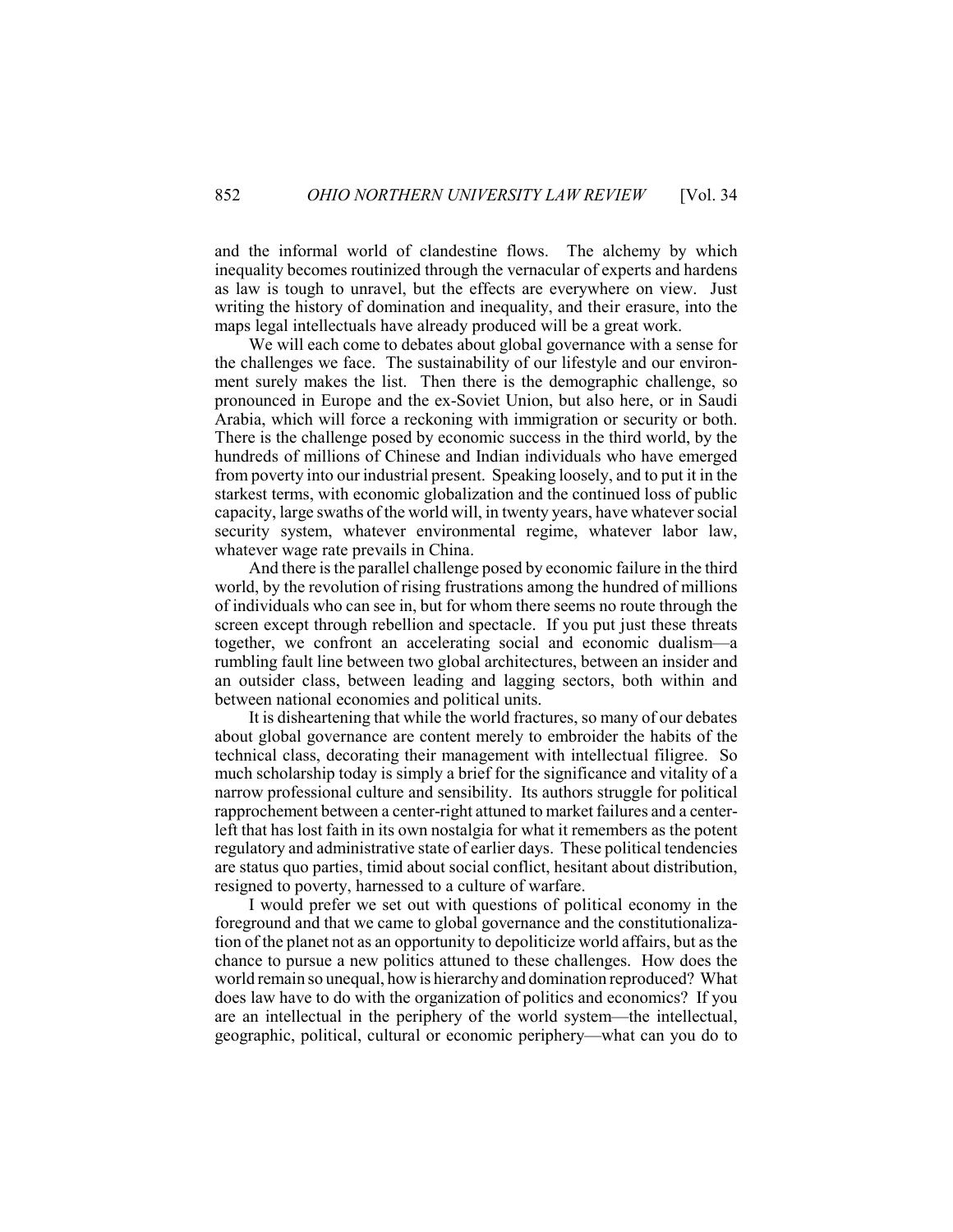and the informal world of clandestine flows. The alchemy by which inequality becomes routinized through the vernacular of experts and hardens as law is tough to unravel, but the effects are everywhere on view. Just writing the history of domination and inequality, and their erasure, into the maps legal intellectuals have already produced will be a great work.

We will each come to debates about global governance with a sense for the challenges we face. The sustainability of our lifestyle and our environment surely makes the list. Then there is the demographic challenge, so pronounced in Europe and the ex-Soviet Union, but also here, or in Saudi Arabia, which will force a reckoning with immigration or security or both. There is the challenge posed by economic success in the third world, by the hundreds of millions of Chinese and Indian individuals who have emerged from poverty into our industrial present. Speaking loosely, and to put it in the starkest terms, with economic globalization and the continued loss of public capacity, large swaths of the world will, in twenty years, have whatever social security system, whatever environmental regime, whatever labor law, whatever wage rate prevails in China.

And there is the parallel challenge posed by economic failure in the third world, by the revolution of rising frustrations among the hundred of millions of individuals who can see in, but for whom there seems no route through the screen except through rebellion and spectacle. If you put just these threats together, we confront an accelerating social and economic dualism—a rumbling fault line between two global architectures, between an insider and an outsider class, between leading and lagging sectors, both within and between national economies and political units.

It is disheartening that while the world fractures, so many of our debates about global governance are content merely to embroider the habits of the technical class, decorating their management with intellectual filigree. So much scholarship today is simply a brief for the significance and vitality of a narrow professional culture and sensibility. Its authors struggle for political rapprochement between a center-right attuned to market failures and a center-left that has lost faith in its own nostalgia for what it remembers as the potent regulatory and administrative state of earlier days. These political tendencies are status quo parties, timid about social conflict, hesitant about distribution, resigned to poverty, harnessed to a culture of warfare.

I would prefer we set out with questions of political economy in the foreground and that we came to global governance and the constitutionalization of the planet not as an opportunity to depoliticize world affairs, but as the chance to pursue a new politics attuned to these challenges. How does the world remain so unequal, how is hierarchy and domination reproduced? What does law have to do with the organization of politics and economics? If you are an intellectual in the periphery of the world system—the intellectual, geographic, political, cultural or economic periphery—what can you do to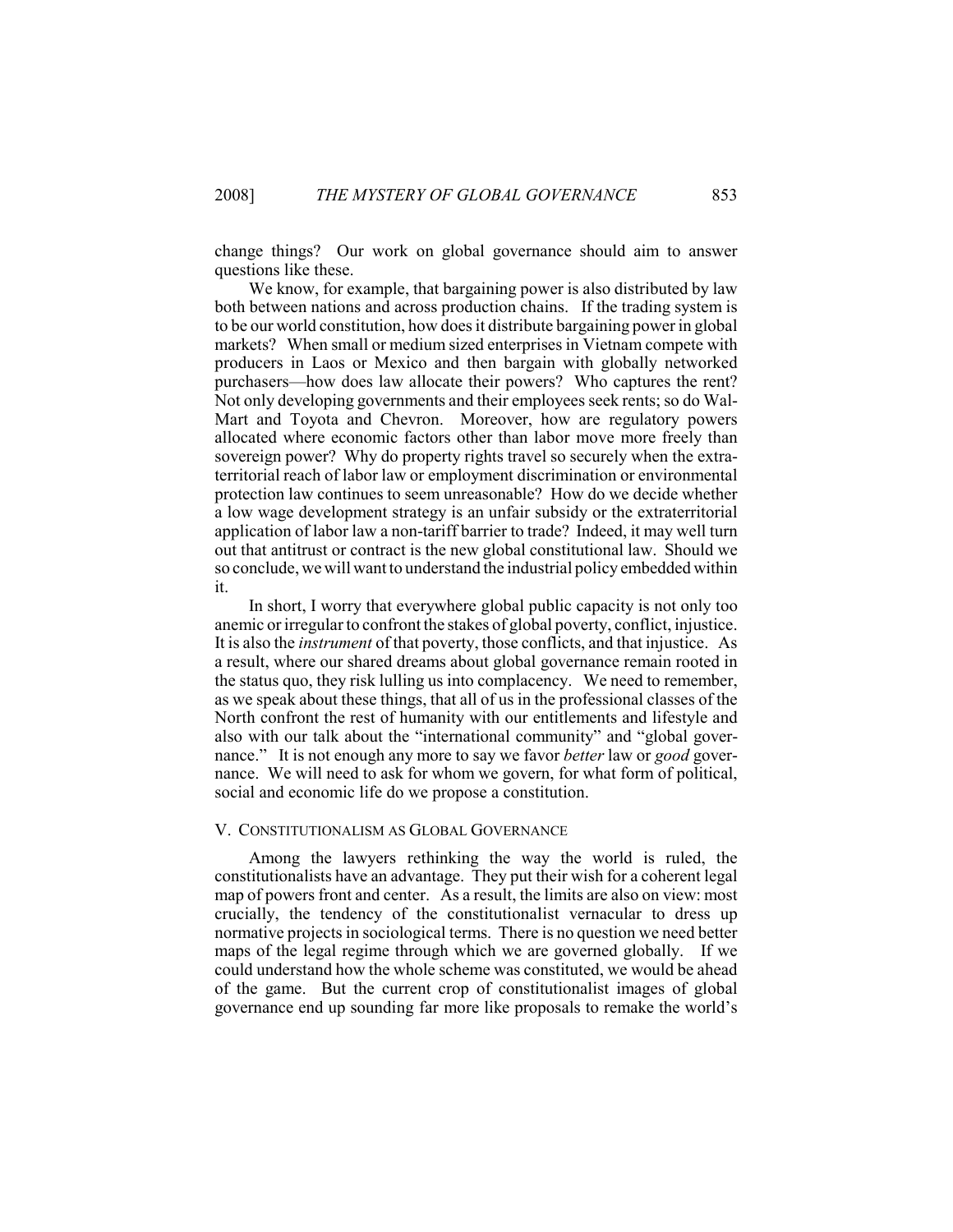change things? Our work on global governance should aim to answer questions like these.

We know, for example, that bargaining power is also distributed by law both between nations and across production chains. If the trading system is to be our world constitution, how does it distribute bargaining power in global markets? When small or medium sized enterprises in Vietnam compete with producers in Laos or Mexico and then bargain with globally networked purchasers—how does law allocate their powers? Who captures the rent? Not only developing governments and their employees seek rents; so do Wal-Mart and Toyota and Chevron. Moreover, how are regulatory powers allocated where economic factors other than labor move more freely than sovereign power? Why do property rights travel so securely when the extra-territorial reach of labor law or employment discrimination or environmental protection law continues to seem unreasonable? How do we decide whether a low wage development strategy is an unfair subsidy or the extraterritorial application of labor law a non-tariff barrier to trade? Indeed, it may well turn out that antitrust or contract is the new global constitutional law. Should we so conclude, we will want to understand the industrial policy embedded within it.

In short, I worry that everywhere global public capacity is not only too anemic or irregular to confront the stakes of global poverty, conflict, injustice. It is also the *instrument* of that poverty, those conflicts, and that injustice. As a result, where our shared dreams about global governance remain rooted in the status quo, they risk lulling us into complacency. We need to remember, as we speak about these things, that all of us in the professional classes of the North confront the rest of humanity with our entitlements and lifestyle and also with our talk about the "international community" and "global governance." It is not enough any more to say we favor *better* law or *good* governance. We will need to ask for whom we govern, for what form of political, social and economic life do we propose a constitution.

## V. Constitutionalism as Global Governance

Among the lawyers rethinking the way the world is ruled, the constitutionalists have an advantage. They put their wish for a coherent legal map of powers front and center. As a result, the limits are also on view: most crucially, the tendency of the constitutionalist vernacular to dress up normative projects in sociological terms. There is no question we need better maps of the legal regime through which we are governed globally. If we could understand how the whole scheme was constituted, we would be ahead of the game. But the current crop of constitutionalist images of global governance end up sounding far more like proposals to remake the world's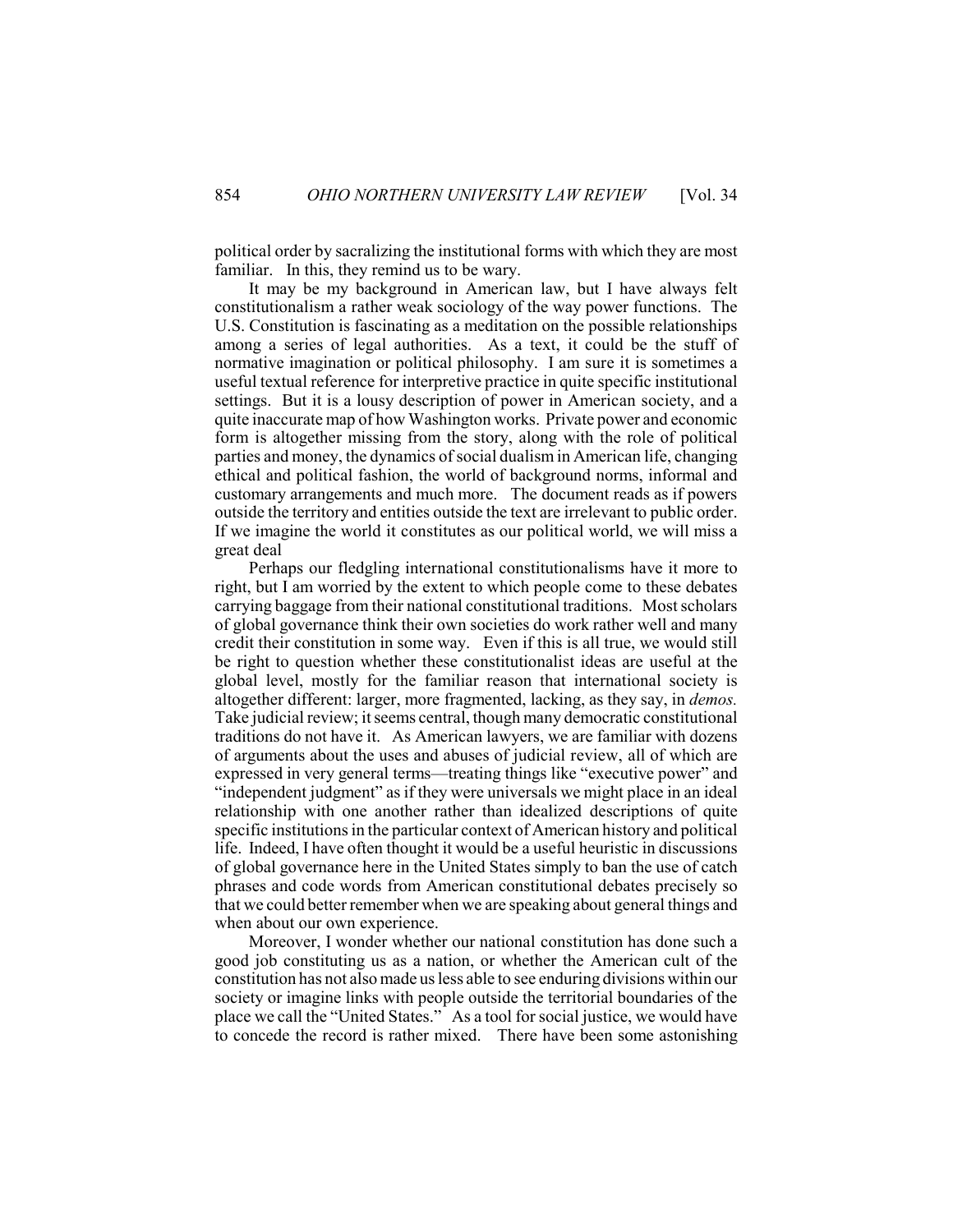political order by sacralizing the institutional forms with which they are most familiar. In this, they remind us to be wary.

It may be my background in American law, but I have always felt constitutionalism a rather weak sociology of the way power functions. The U.S. Constitution is fascinating as a meditation on the possible relationships among a series of legal authorities. As a text, it could be the stuff of normative imagination or political philosophy. I am sure it is sometimes a useful textual reference for interpretive practice in quite specific institutional settings. But it is a lousy description of power in American society, and a quite inaccurate map of how Washington works. Private power and economic form is altogether missing from the story, along with the role of political parties and money, the dynamics of social dualism in American life, changing ethical and political fashion, the world of background norms, informal and customary arrangements and much more. The document reads as if powers outside the territory and entities outside the text are irrelevant to public order. If we imagine the world it constitutes as our political world, we will miss a great deal

Perhaps our fledgling international constitutionalisms have it more to right, but I am worried by the extent to which people come to these debates carrying baggage from their national constitutional traditions. Most scholars of global governance think their own societies do work rather well and many credit their constitution in some way. Even if this is all true, we would still be right to question whether these constitutionalist ideas are useful at the global level, mostly for the familiar reason that international society is altogether different: larger, more fragmented, lacking, as they say, in *demos.* Take judicial review; it seems central, though many democratic constitutional traditions do not have it. As American lawyers, we are familiar with dozens of arguments about the uses and abuses of judicial review, all of which are expressed in very general terms—treating things like "executive power" and "independent judgment" as if they were universals we might place in an ideal relationship with one another rather than idealized descriptions of quite specific institutions in the particular context of American history and political life. Indeed, I have often thought it would be a useful heuristic in discussions of global governance here in the United States simply to ban the use of catch phrases and code words from American constitutional debates precisely so that we could better remember when we are speaking about general things and when about our own experience.

Moreover, I wonder whether our national constitution has done such a good job constituting us as a nation, or whether the American cult of the constitution has not also made us less able to see enduring divisions within our society or imagine links with people outside the territorial boundaries of the place we call the "United States." As a tool for social justice, we would have to concede the record is rather mixed. There have been some astonishing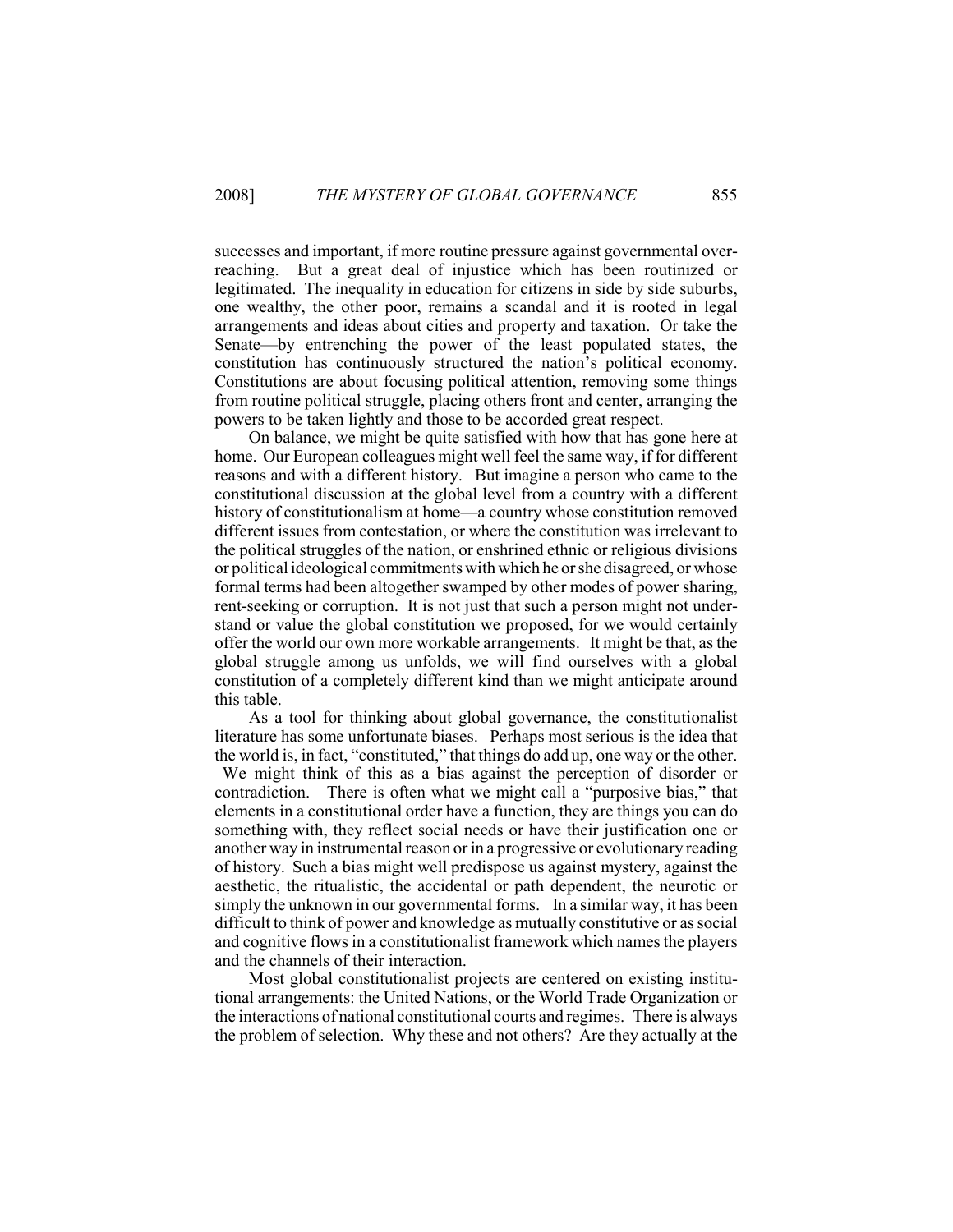successes and important, if more routine pressure against governmental over-reaching. But a great deal of injustice which has been routinized or legitimated. The inequality in education for citizens in side by side suburbs, one wealthy, the other poor, remains a scandal and it is rooted in legal arrangements and ideas about cities and property and taxation. Or take the Senate—by entrenching the power of the least populated states, the constitution has continuously structured the nation's political economy. Constitutions are about focusing political attention, removing some things from routine political struggle, placing others front and center, arranging the powers to be taken lightly and those to be accorded great respect.

On balance, we might be quite satisfied with how that has gone here at home. Our European colleagues might well feel the same way, if for different reasons and with a different history. But imagine a person who came to the constitutional discussion at the global level from a country with a different history of constitutionalism at home—a country whose constitution removed different issues from contestation, or where the constitution was irrelevant to the political struggles of the nation, or enshrined ethnic or religious divisions or political ideological commitments with which he or she disagreed, or whose formal terms had been altogether swamped by other modes of power sharing, rent-seeking or corruption. It is not just that such a person might not understand or value the global constitution we proposed, for we would certainly offer the world our own more workable arrangements. It might be that, as the global struggle among us unfolds, we will find ourselves with a global constitution of a completely different kind than we might anticipate around this table.

As a tool for thinking about global governance, the constitutionalist literature has some unfortunate biases. Perhaps most serious is the idea that the world is, in fact, "constituted," that things do add up, one way or the other. We might think of this as a bias against the perception of disorder or contradiction. There is often what we might call a "purposive bias," that elements in a constitutional order have a function, they are things you can do something with, they reflect social needs or have their justification one or another way in instrumental reason or in a progressive or evolutionary reading of history. Such a bias might well predispose us against mystery, against the aesthetic, the ritualistic, the accidental or path dependent, the neurotic or simply the unknown in our governmental forms. In a similar way, it has been difficult to think of power and knowledge as mutually constitutive or as social and cognitive flows in a constitutionalist framework which names the players and the channels of their interaction.

Most global constitutionalist projects are centered on existing institutional arrangements: the United Nations, or the World Trade Organization or the interactions of national constitutional courts and regimes. There is always the problem of selection. Why these and not others? Are they actually at the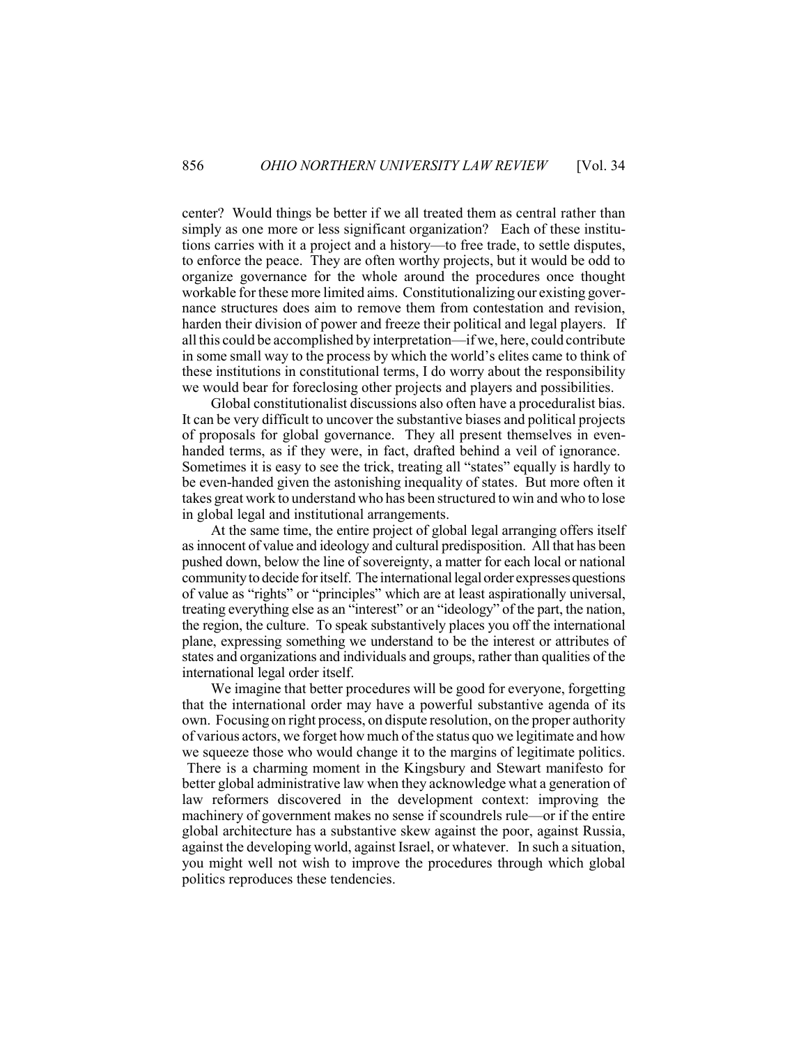center? Would things be better if we all treated them as central rather than simply as one more or less significant organization? Each of these institutions carries with it a project and a history—to free trade, to settle disputes, to enforce the peace. They are often worthy projects, but it would be odd to organize governance for the whole around the procedures once thought workable for these more limited aims. Constitutionalizing our existing governance structures does aim to remove them from contestation and revision, harden their division of power and freeze their political and legal players. If all this could be accomplished by interpretation—if we, here, could contribute in some small way to the process by which the world's elites came to think of these institutions in constitutional terms, I do worry about the responsibility we would bear for foreclosing other projects and players and possibilities.

Global constitutionalist discussions also often have a proceduralist bias. It can be very difficult to uncover the substantive biases and political projects of proposals for global governance. They all present themselves in even-handed terms, as if they were, in fact, drafted behind a veil of ignorance. Sometimes it is easy to see the trick, treating all "states" equally is hardly to be even-handed given the astonishing inequality of states. But more often it takes great work to understand who has been structured to win and who to lose in global legal and institutional arrangements.

At the same time, the entire project of global legal arranging offers itself as innocent of value and ideology and cultural predisposition. All that has been pushed down, below the line of sovereignty, a matter for each local or national community to decide for itself. The international legal order expresses questions of value as "rights" or "principles" which are at least aspirationally universal, treating everything else as an "interest" or an "ideology" of the part, the nation, the region, the culture. To speak substantively places you off the international plane, expressing something we understand to be the interest or attributes of states and organizations and individuals and groups, rather than qualities of the international legal order itself.

We imagine that better procedures will be good for everyone, forgetting that the international order may have a powerful substantive agenda of its own. Focusing on right process, on dispute resolution, on the proper authority of various actors, we forget how much of the status quo we legitimate and how we squeeze those who would change it to the margins of legitimate politics. There is a charming moment in the Kingsbury and Stewart manifesto for better global administrative law when they acknowledge what a generation of law reformers discovered in the development context: improving the machinery of government makes no sense if scoundrels rule—or if the entire global architecture has a substantive skew against the poor, against Russia, against the developing world, against Israel, or whatever. In such a situation, you might well not wish to improve the procedures through which global politics reproduces these tendencies.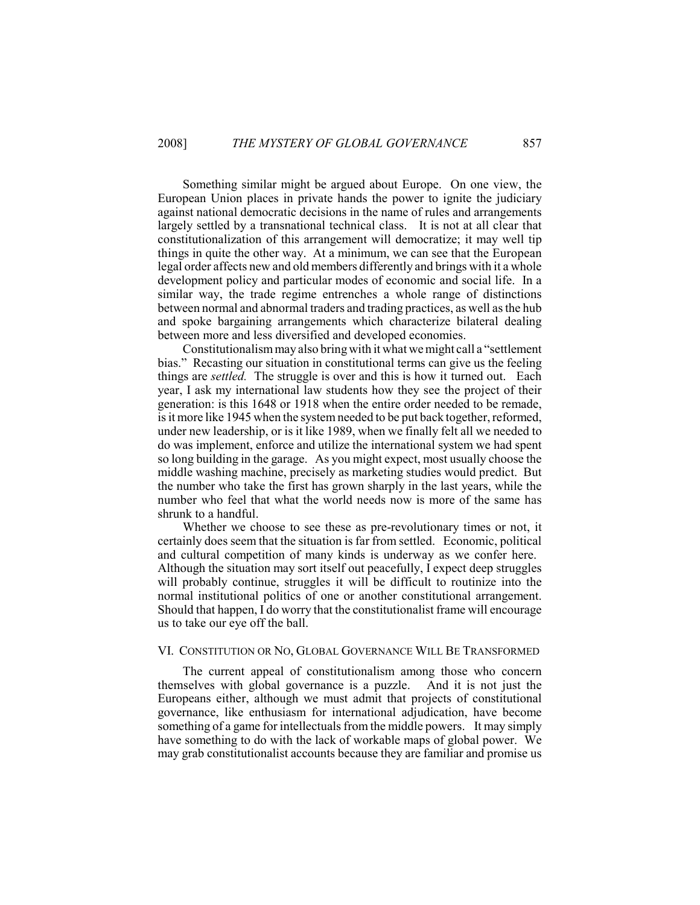Something similar might be argued about Europe. On one view, the European Union places in private hands the power to ignite the judiciary against national democratic decisions in the name of rules and arrangements largely settled by a transnational technical class. It is not at all clear that constitutionalization of this arrangement will democratize; it may well tip things in quite the other way. At a minimum, we can see that the European legal order affects new and old members differently and brings with it a whole development policy and particular modes of economic and social life. In a similar way, the trade regime entrenches a whole range of distinctions between normal and abnormal traders and trading practices, as well as the hub and spoke bargaining arrangements which characterize bilateral dealing between more and less diversified and developed economies.

Constitutionalism may also bring with it what we might call a "settlement bias." Recasting our situation in constitutional terms can give us the feeling things are *settled.* The struggle is over and this is how it turned out. Each year, I ask my international law students how they see the project of their generation: is this 1648 or 1918 when the entire order needed to be remade, is it more like 1945 when the system needed to be put back together, reformed, under new leadership, or is it like 1989, when we finally felt all we needed to do was implement, enforce and utilize the international system we had spent so long building in the garage. As you might expect, most usually choose the middle washing machine, precisely as marketing studies would predict. But the number who take the first has grown sharply in the last years, while the number who feel that what the world needs now is more of the same has shrunk to a handful.

Whether we choose to see these as pre-revolutionary times or not, it certainly does seem that the situation is far from settled. Economic, political and cultural competition of many kinds is underway as we confer here. Although the situation may sort itself out peacefully, I expect deep struggles will probably continue, struggles it will be difficult to routinize into the normal institutional politics of one or another constitutional arrangement. Should that happen, I do worry that the constitutionalist frame will encourage us to take our eye off the ball.

## VI. Constitution or No, Global Governance Will Be Transformed

The current appeal of constitutionalism among those who concern themselves with global governance is a puzzle. And it is not just the Europeans either, although we must admit that projects of constitutional governance, like enthusiasm for international adjudication, have become something of a game for intellectuals from the middle powers. It may simply have something to do with the lack of workable maps of global power. We may grab constitutionalist accounts because they are familiar and promise us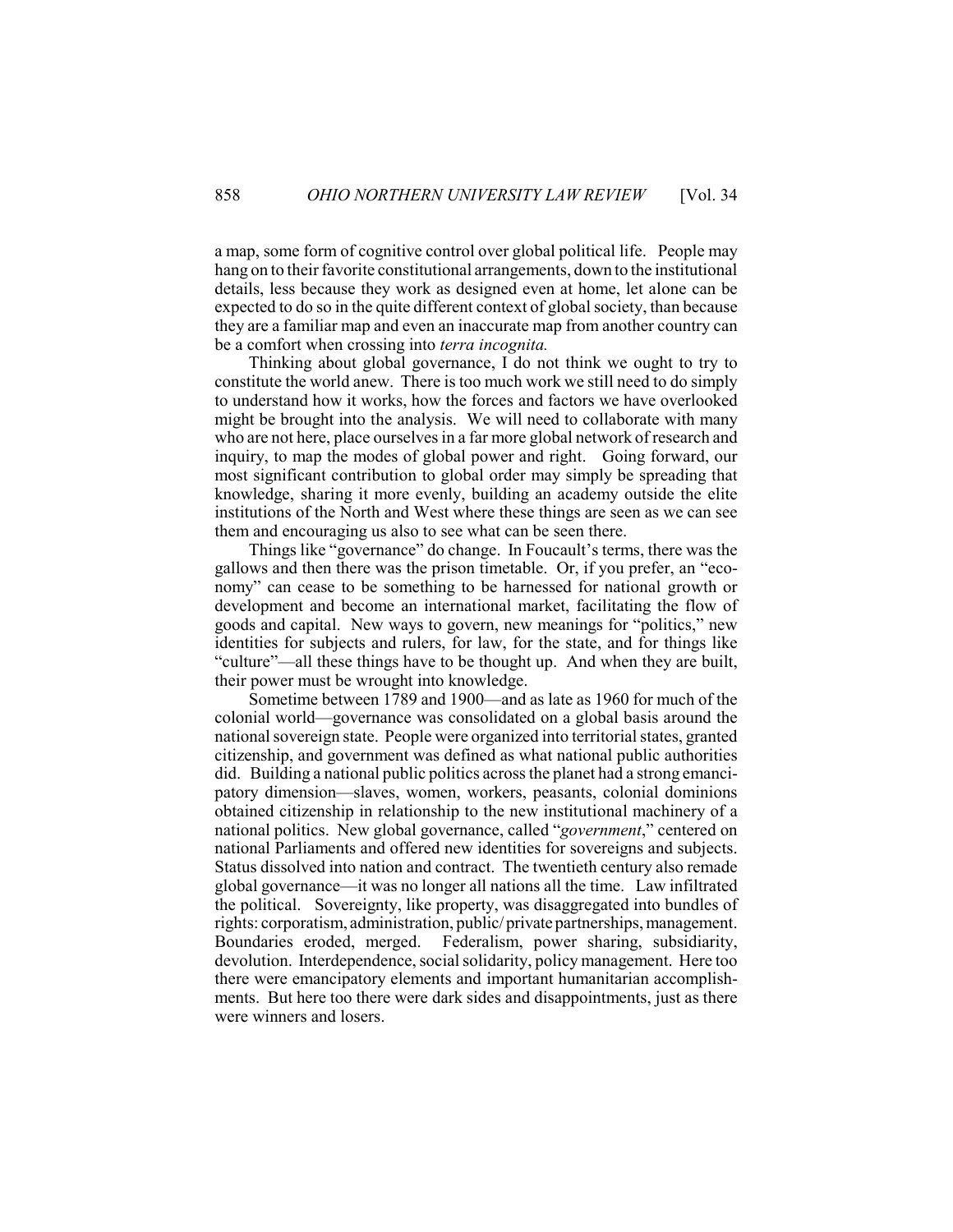a map, some form of cognitive control over global political life. People may hang on to their favorite constitutional arrangements, down to the institutional details, less because they work as designed even at home, let alone can be expected to do so in the quite different context of global society, than because they are a familiar map and even an inaccurate map from another country can be a comfort when crossing into *terra incognita.*

Thinking about global governance, I do not think we ought to try to constitute the world anew. There is too much work we still need to do simply to understand how it works, how the forces and factors we have overlooked might be brought into the analysis. We will need to collaborate with many who are not here, place ourselves in a far more global network of research and inquiry, to map the modes of global power and right. Going forward, our most significant contribution to global order may simply be spreading that knowledge, sharing it more evenly, building an academy outside the elite institutions of the North and West where these things are seen as we can see them and encouraging us also to see what can be seen there.

Things like "governance" do change. In Foucault's terms, there was the gallows and then there was the prison timetable. Or, if you prefer, an "economy" can cease to be something to be harnessed for national growth or development and become an international market, facilitating the flow of goods and capital. New ways to govern, new meanings for "politics," new identities for subjects and rulers, for law, for the state, and for things like "culture"—all these things have to be thought up. And when they are built, their power must be wrought into knowledge.

Sometime between 1789 and 1900—and as late as 1960 for much of the colonial world—governance was consolidated on a global basis around the national sovereign state. People were organized into territorial states, granted citizenship, and government was defined as what national public authorities did. Building a national public politics across the planet had a strong emancipatory dimension—slaves, women, workers, peasants, colonial dominions obtained citizenship in relationship to the new institutional machinery of a national politics. New global governance, called "*government*," centered on national Parliaments and offered new identities for sovereigns and subjects. Status dissolved into nation and contract. The twentieth century also remade global governance—it was no longer all nations all the time. Law infiltrated the political. Sovereignty, like property, was disaggregated into bundles of rights: corporatism, administration, public/private partnerships, management. Boundaries eroded, merged. Federalism, power sharing, subsidiarity, devolution. Interdependence, social solidarity, policy management. Here too there were emancipatory elements and important humanitarian accomplishments. But here too there were dark sides and disappointments, just as there were winners and losers.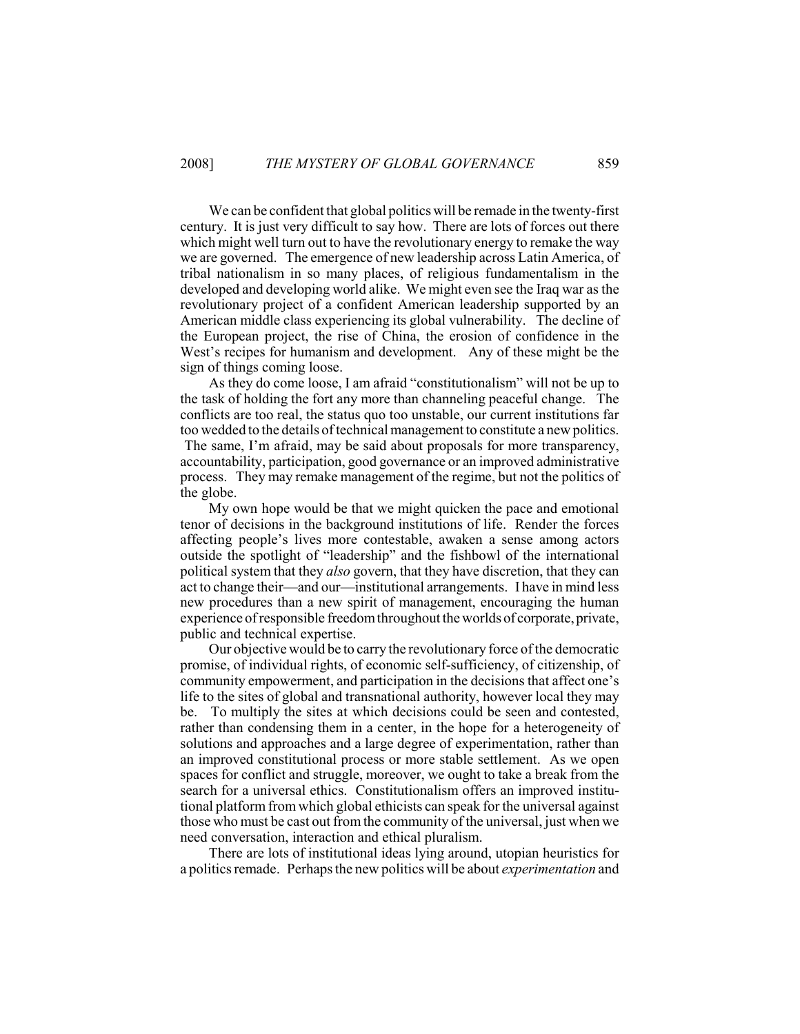We can be confident that global politics will be remade in the twenty-first century. It is just very difficult to say how. There are lots of forces out there which might well turn out to have the revolutionary energy to remake the way we are governed. The emergence of new leadership across Latin America, of tribal nationalism in so many places, of religious fundamentalism in the developed and developing world alike. We might even see the Iraq war as the revolutionary project of a confident American leadership supported by an American middle class experiencing its global vulnerability. The decline of the European project, the rise of China, the erosion of confidence in the West's recipes for humanism and development. Any of these might be the sign of things coming loose.

As they do come loose, I am afraid "constitutionalism" will not be up to the task of holding the fort any more than channeling peaceful change. The conflicts are too real, the status quo too unstable, our current institutions far too wedded to the details of technical management to constitute a new politics. The same, I'm afraid, may be said about proposals for more transparency, accountability, participation, good governance or an improved administrative process. They may remake management of the regime, but not the politics of the globe.

My own hope would be that we might quicken the pace and emotional tenor of decisions in the background institutions of life. Render the forces affecting people's lives more contestable, awaken a sense among actors outside the spotlight of "leadership" and the fishbowl of the international political system that they *also* govern, that they have discretion, that they can act to change their—and our—institutional arrangements. I have in mind less new procedures than a new spirit of management, encouraging the human experience of responsible freedom throughout the worlds of corporate, private, public and technical expertise.

Our objective would be to carry the revolutionary force of the democratic promise, of individual rights, of economic self-sufficiency, of citizenship, of community empowerment, and participation in the decisions that affect one's life to the sites of global and transnational authority, however local they may be. To multiply the sites at which decisions could be seen and contested, rather than condensing them in a center, in the hope for a heterogeneity of solutions and approaches and a large degree of experimentation, rather than an improved constitutional process or more stable settlement. As we open spaces for conflict and struggle, moreover, we ought to take a break from the search for a universal ethics. Constitutionalism offers an improved institutional platform from which global ethicists can speak for the universal against those who must be cast out from the community of the universal, just when we need conversation, interaction and ethical pluralism.

There are lots of institutional ideas lying around, utopian heuristics for a politics remade. Perhaps the new politics will be about *experimentation* and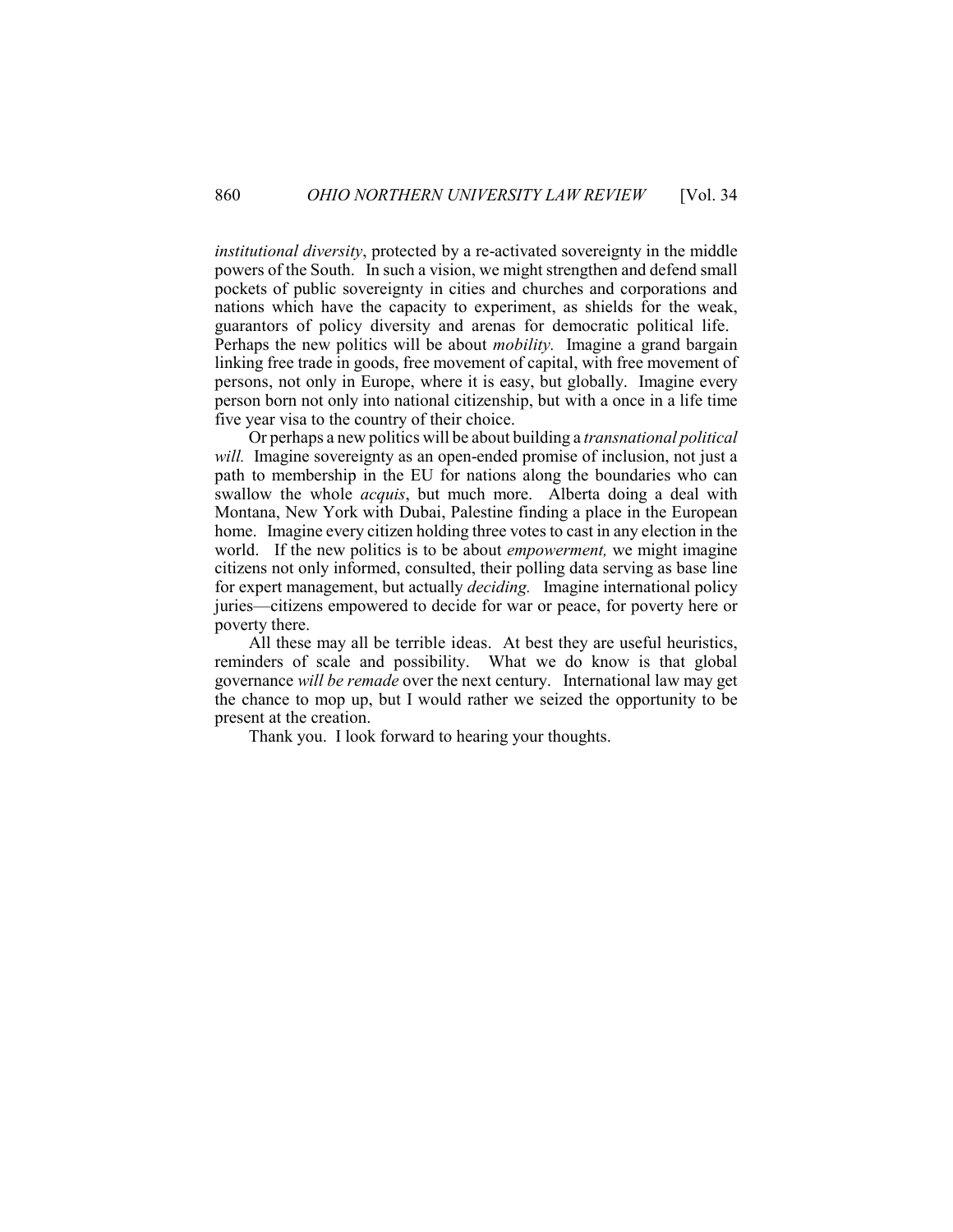*institutional diversity*, protected by a re-activated sovereignty in the middle powers of the South. In such a vision, we might strengthen and defend small pockets of public sovereignty in cities and churches and corporations and nations which have the capacity to experiment, as shields for the weak, guarantors of policy diversity and arenas for democratic political life. Perhaps the new politics will be about *mobility.* Imagine a grand bargain linking free trade in goods, free movement of capital, with free movement of persons, not only in Europe, where it is easy, but globally. Imagine every person born not only into national citizenship, but with a once in a life time five year visa to the country of their choice.

Or perhaps a new politics will be about building a *transnational political will.* Imagine sovereignty as an open-ended promise of inclusion, not just a path to membership in the EU for nations along the boundaries who can swallow the whole *acquis*, but much more. Alberta doing a deal with Montana, New York with Dubai, Palestine finding a place in the European home. Imagine every citizen holding three votes to cast in any election in the world. If the new politics is to be about *empowerment,* we might imagine citizens not only informed, consulted, their polling data serving as base line for expert management, but actually *deciding.* Imagine international policy juries—citizens empowered to decide for war or peace, for poverty here or poverty there.

All these may all be terrible ideas. At best they are useful heuristics, reminders of scale and possibility. What we do know is that global governance *will be remade* over the next century. International law may get the chance to mop up, but I would rather we seized the opportunity to be present at the creation.

Thank you. I look forward to hearing your thoughts.